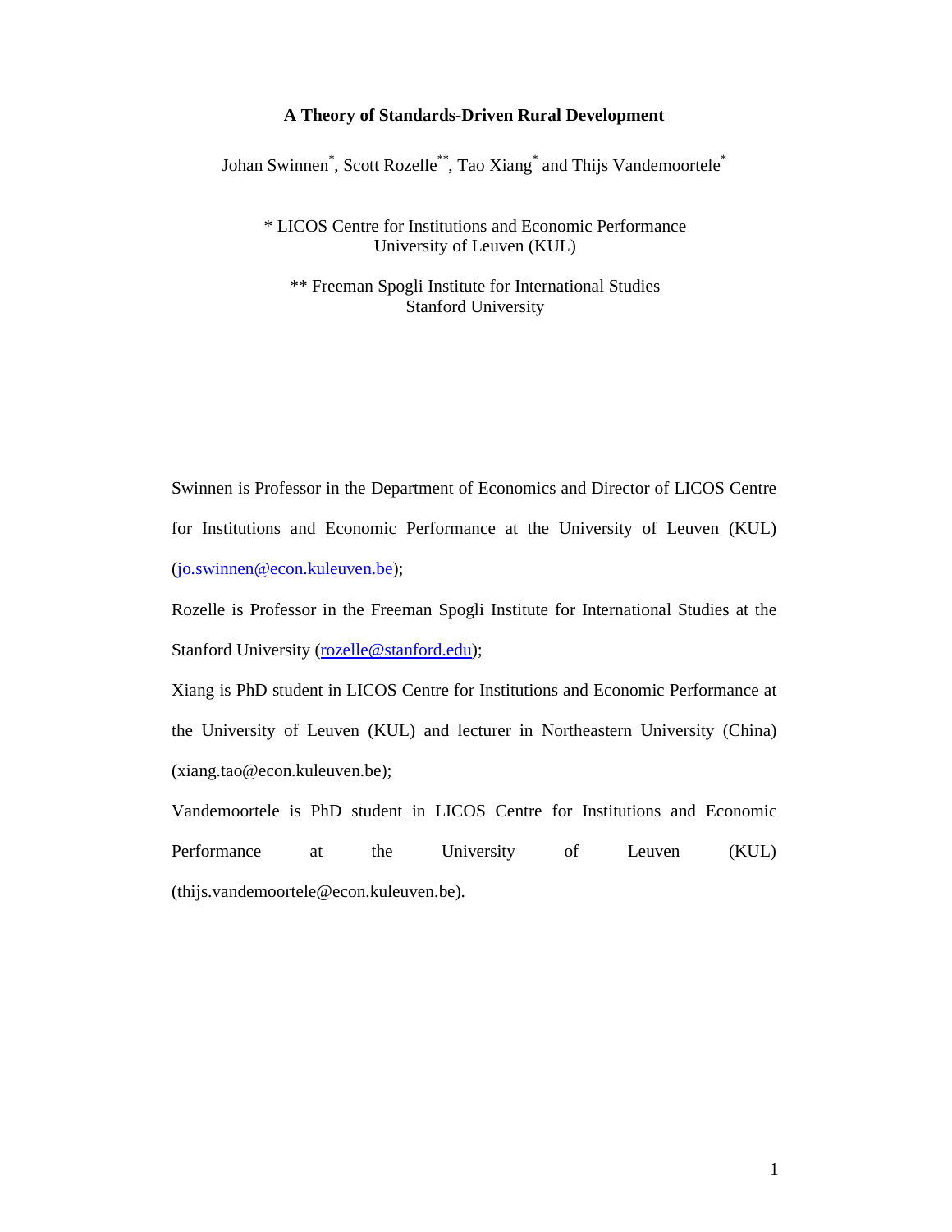# A Theory of Standards-Driven Rural Development

Johan Swinnen[*], Scott Rozelle[**], Tao Xiang[*] and Thijs Vandemoortele[*]

[*] LICOS Centre for Institutions and Economic Performance
University of Leuven (KUL)

[**] Freeman Spogli Institute for International Studies
Stanford University

Swinnen is Professor in the Department of Economics and Director of LICOS Centre for Institutions and Economic Performance at the University of Leuven (KUL) (jo.swinnen@econ.kuleuven.be);

Rozelle is Professor in the Freeman Spogli Institute for International Studies at the Stanford University (rozelle@stanford.edu);

Xiang is PhD student in LICOS Centre for Institutions and Economic Performance at the University of Leuven (KUL) and lecturer in Northeastern University (China) (xiang.tao@econ.kuleuven.be);

Vandemoortele is PhD student in LICOS Centre for Institutions and Economic Performance at the University of Leuven (KUL) (thijs.vandemoortele@econ.kuleuven.be).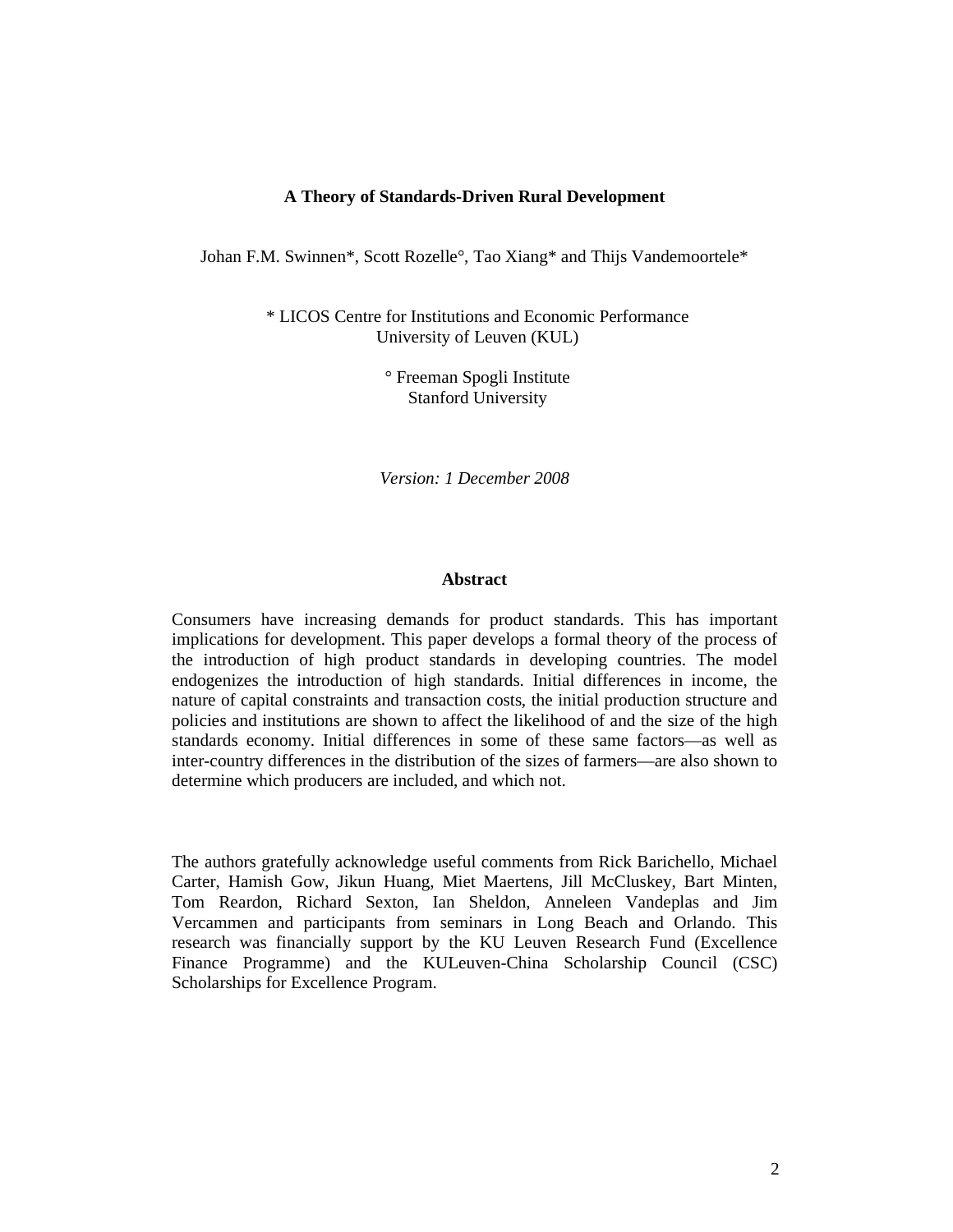# A Theory of Standards-Driven Rural Development

Johan F.M. Swinnen*, Scott Rozelle°, Tao Xiang* and Thijs Vandemoortele*

\* LICOS Centre for Institutions and Economic Performance
University of Leuven (KUL)

° Freeman Spogli Institute
Stanford University

*Version: 1 December 2008*

## Abstract

Consumers have increasing demands for product standards. This has important implications for development. This paper develops a formal theory of the process of the introduction of high product standards in developing countries. The model endogenizes the introduction of high standards. Initial differences in income, the nature of capital constraints and transaction costs, the initial production structure and policies and institutions are shown to affect the likelihood of and the size of the high standards economy. Initial differences in some of these same factors—as well as inter-country differences in the distribution of the sizes of farmers—are also shown to determine which producers are included, and which not.

The authors gratefully acknowledge useful comments from Rick Barichello, Michael Carter, Hamish Gow, Jikun Huang, Miet Maertens, Jill McCluskey, Bart Minten, Tom Reardon, Richard Sexton, Ian Sheldon, Anneleen Vandeplas and Jim Vercammen and participants from seminars in Long Beach and Orlando. This research was financially support by the KU Leuven Research Fund (Excellence Finance Programme) and the KULeuven-China Scholarship Council (CSC) Scholarships for Excellence Program.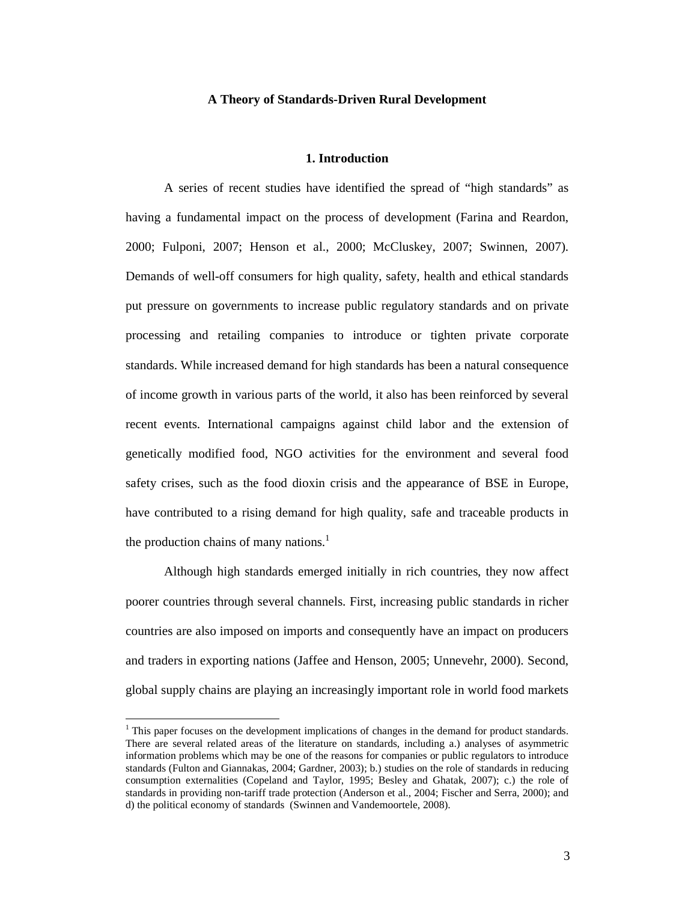# A Theory of Standards-Driven Rural Development

## 1. Introduction

A series of recent studies have identified the spread of "high standards" as having a fundamental impact on the process of development (Farina and Reardon, 2000; Fulponi, 2007; Henson et al., 2000; McCluskey, 2007; Swinnen, 2007). Demands of well-off consumers for high quality, safety, health and ethical standards put pressure on governments to increase public regulatory standards and on private processing and retailing companies to introduce or tighten private corporate standards. While increased demand for high standards has been a natural consequence of income growth in various parts of the world, it also has been reinforced by several recent events. International campaigns against child labor and the extension of genetically modified food, NGO activities for the environment and several food safety crises, such as the food dioxin crisis and the appearance of BSE in Europe, have contributed to a rising demand for high quality, safe and traceable products in the production chains of many nations.[1]

Although high standards emerged initially in rich countries, they now affect poorer countries through several channels. First, increasing public standards in richer countries are also imposed on imports and consequently have an impact on producers and traders in exporting nations (Jaffee and Henson, 2005; Unnevehr, 2000). Second, global supply chains are playing an increasingly important role in world food markets

[1] This paper focuses on the development implications of changes in the demand for product standards. There are several related areas of the literature on standards, including a.) analyses of asymmetric information problems which may be one of the reasons for companies or public regulators to introduce standards (Fulton and Giannakas, 2004; Gardner, 2003); b.) studies on the role of standards in reducing consumption externalities (Copeland and Taylor, 1995; Besley and Ghatak, 2007); c.) the role of standards in providing non-tariff trade protection (Anderson et al., 2004; Fischer and Serra, 2000); and d) the political economy of standards (Swinnen and Vandemoortele, 2008).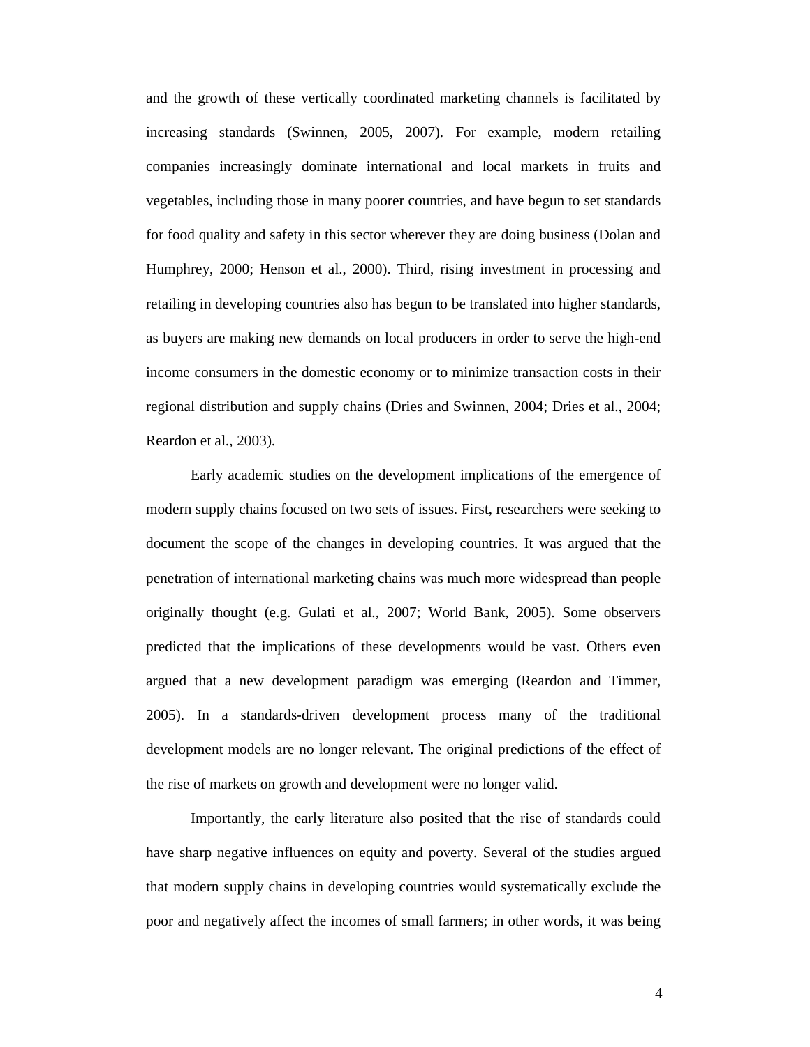and the growth of these vertically coordinated marketing channels is facilitated by increasing standards (Swinnen, 2005, 2007). For example, modern retailing companies increasingly dominate international and local markets in fruits and vegetables, including those in many poorer countries, and have begun to set standards for food quality and safety in this sector wherever they are doing business (Dolan and Humphrey, 2000; Henson et al., 2000). Third, rising investment in processing and retailing in developing countries also has begun to be translated into higher standards, as buyers are making new demands on local producers in order to serve the high-end income consumers in the domestic economy or to minimize transaction costs in their regional distribution and supply chains (Dries and Swinnen, 2004; Dries et al., 2004; Reardon et al., 2003).

Early academic studies on the development implications of the emergence of modern supply chains focused on two sets of issues. First, researchers were seeking to document the scope of the changes in developing countries. It was argued that the penetration of international marketing chains was much more widespread than people originally thought (e.g. Gulati et al., 2007; World Bank, 2005). Some observers predicted that the implications of these developments would be vast. Others even argued that a new development paradigm was emerging (Reardon and Timmer, 2005). In a standards-driven development process many of the traditional development models are no longer relevant. The original predictions of the effect of the rise of markets on growth and development were no longer valid.

Importantly, the early literature also posited that the rise of standards could have sharp negative influences on equity and poverty. Several of the studies argued that modern supply chains in developing countries would systematically exclude the poor and negatively affect the incomes of small farmers; in other words, it was being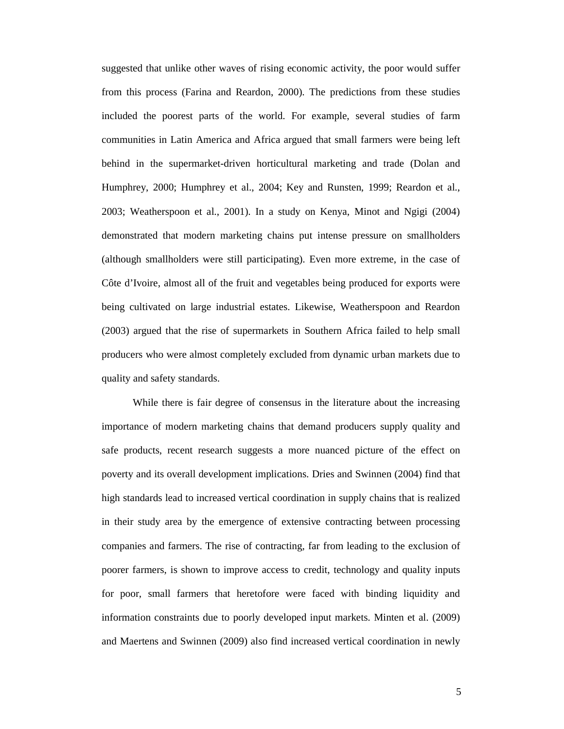suggested that unlike other waves of rising economic activity, the poor would suffer from this process (Farina and Reardon, 2000). The predictions from these studies included the poorest parts of the world. For example, several studies of farm communities in Latin America and Africa argued that small farmers were being left behind in the supermarket-driven horticultural marketing and trade (Dolan and Humphrey, 2000; Humphrey et al., 2004; Key and Runsten, 1999; Reardon et al., 2003; Weatherspoon et al., 2001). In a study on Kenya, Minot and Ngigi (2004) demonstrated that modern marketing chains put intense pressure on smallholders (although smallholders were still participating). Even more extreme, in the case of Côte d'Ivoire, almost all of the fruit and vegetables being produced for exports were being cultivated on large industrial estates. Likewise, Weatherspoon and Reardon (2003) argued that the rise of supermarkets in Southern Africa failed to help small producers who were almost completely excluded from dynamic urban markets due to quality and safety standards.

While there is fair degree of consensus in the literature about the increasing importance of modern marketing chains that demand producers supply quality and safe products, recent research suggests a more nuanced picture of the effect on poverty and its overall development implications. Dries and Swinnen (2004) find that high standards lead to increased vertical coordination in supply chains that is realized in their study area by the emergence of extensive contracting between processing companies and farmers. The rise of contracting, far from leading to the exclusion of poorer farmers, is shown to improve access to credit, technology and quality inputs for poor, small farmers that heretofore were faced with binding liquidity and information constraints due to poorly developed input markets. Minten et al. (2009) and Maertens and Swinnen (2009) also find increased vertical coordination in newly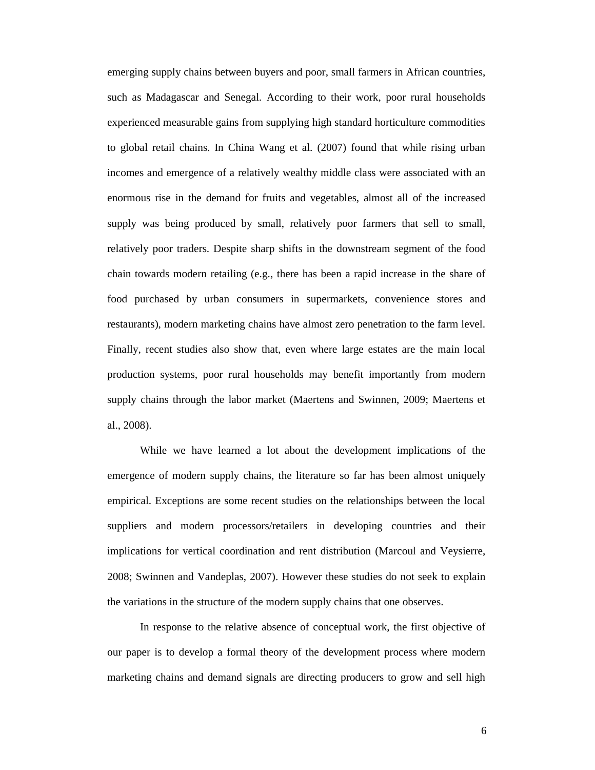emerging supply chains between buyers and poor, small farmers in African countries, such as Madagascar and Senegal. According to their work, poor rural households experienced measurable gains from supplying high standard horticulture commodities to global retail chains. In China Wang et al. (2007) found that while rising urban incomes and emergence of a relatively wealthy middle class were associated with an enormous rise in the demand for fruits and vegetables, almost all of the increased supply was being produced by small, relatively poor farmers that sell to small, relatively poor traders. Despite sharp shifts in the downstream segment of the food chain towards modern retailing (e.g., there has been a rapid increase in the share of food purchased by urban consumers in supermarkets, convenience stores and restaurants), modern marketing chains have almost zero penetration to the farm level. Finally, recent studies also show that, even where large estates are the main local production systems, poor rural households may benefit importantly from modern supply chains through the labor market (Maertens and Swinnen, 2009; Maertens et al., 2008).

While we have learned a lot about the development implications of the emergence of modern supply chains, the literature so far has been almost uniquely empirical. Exceptions are some recent studies on the relationships between the local suppliers and modern processors/retailers in developing countries and their implications for vertical coordination and rent distribution (Marcoul and Veysierre, 2008; Swinnen and Vandeplas, 2007). However these studies do not seek to explain the variations in the structure of the modern supply chains that one observes.

In response to the relative absence of conceptual work, the first objective of our paper is to develop a formal theory of the development process where modern marketing chains and demand signals are directing producers to grow and sell high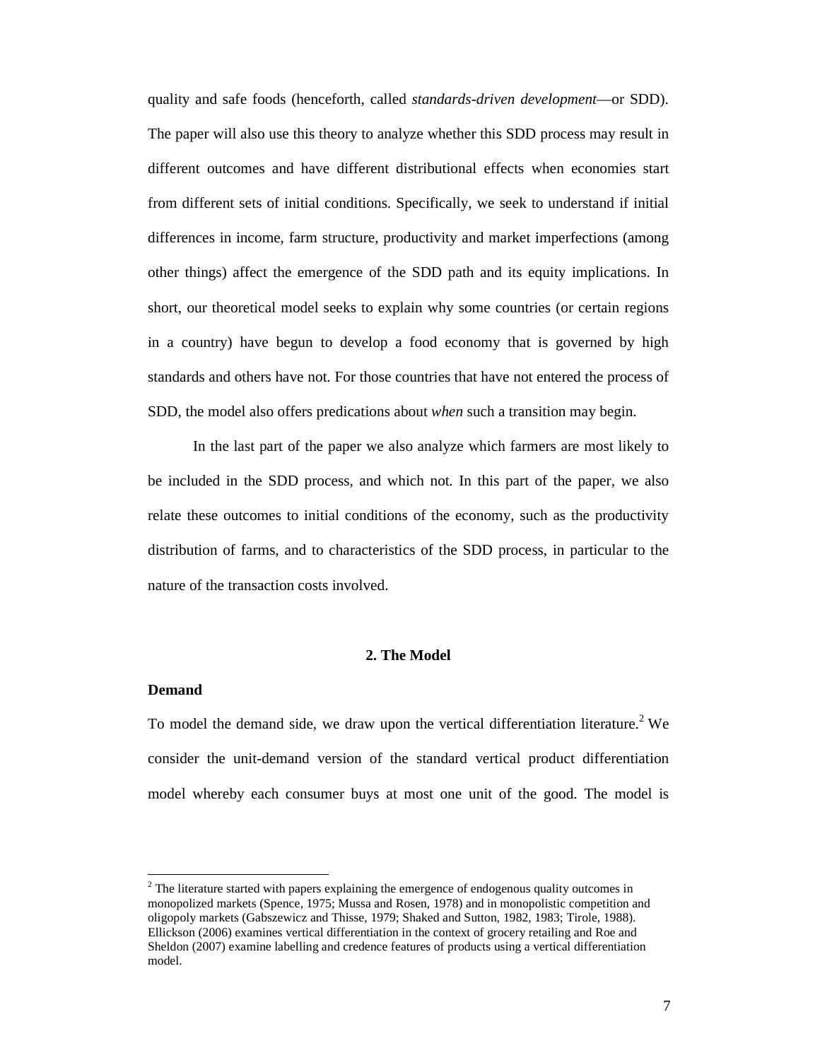quality and safe foods (henceforth, called *standards-driven development*—or SDD). The paper will also use this theory to analyze whether this SDD process may result in different outcomes and have different distributional effects when economies start from different sets of initial conditions. Specifically, we seek to understand if initial differences in income, farm structure, productivity and market imperfections (among other things) affect the emergence of the SDD path and its equity implications. In short, our theoretical model seeks to explain why some countries (or certain regions in a country) have begun to develop a food economy that is governed by high standards and others have not. For those countries that have not entered the process of SDD, the model also offers predications about *when* such a transition may begin.

In the last part of the paper we also analyze which farmers are most likely to be included in the SDD process, and which not. In this part of the paper, we also relate these outcomes to initial conditions of the economy, such as the productivity distribution of farms, and to characteristics of the SDD process, in particular to the nature of the transaction costs involved.

## 2. The Model

### Demand

To model the demand side, we draw upon the vertical differentiation literature.[2] We consider the unit-demand version of the standard vertical product differentiation model whereby each consumer buys at most one unit of the good. The model is

[2] The literature started with papers explaining the emergence of endogenous quality outcomes in monopolized markets (Spence, 1975; Mussa and Rosen, 1978) and in monopolistic competition and oligopoly markets (Gabszewicz and Thisse, 1979; Shaked and Sutton, 1982, 1983; Tirole, 1988). Ellickson (2006) examines vertical differentiation in the context of grocery retailing and Roe and Sheldon (2007) examine labelling and credence features of products using a vertical differentiation model.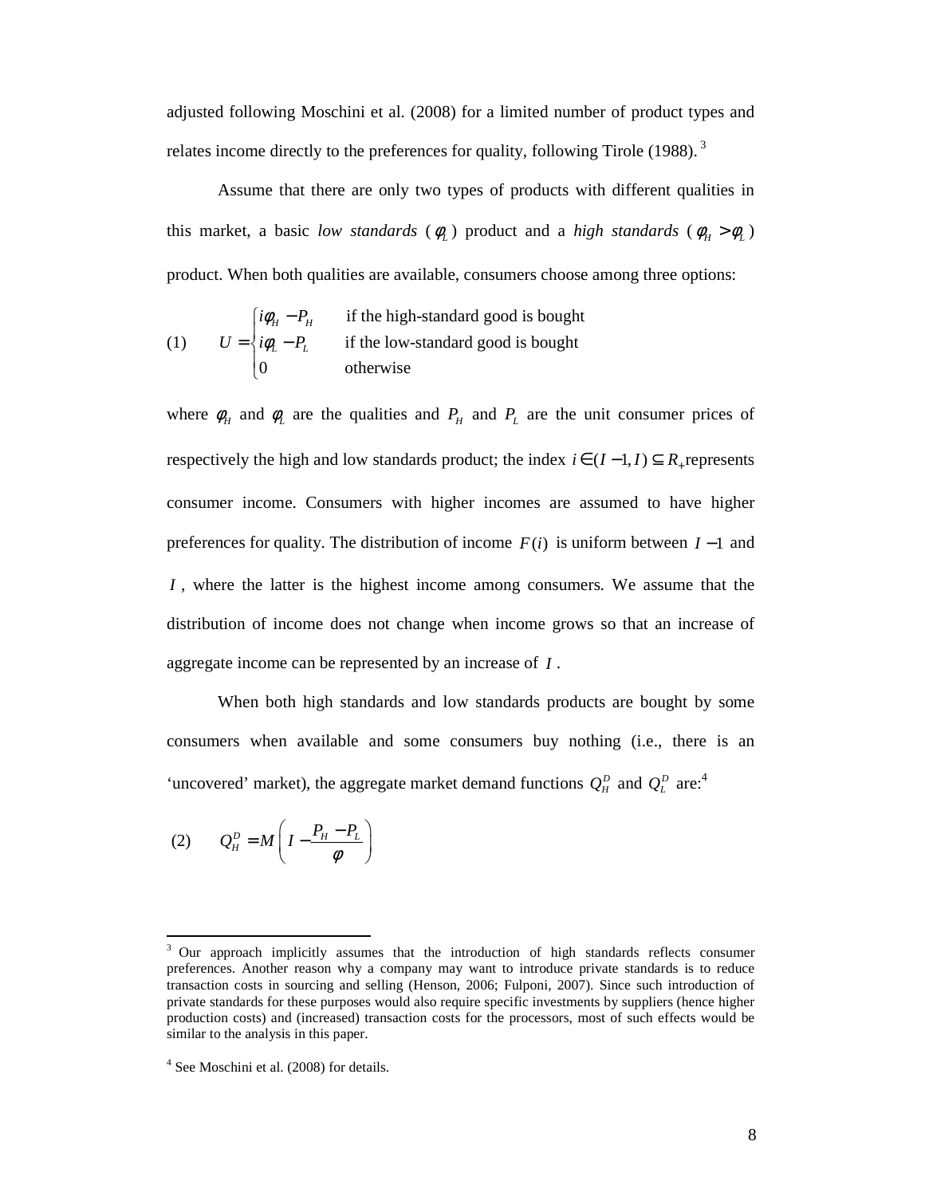adjusted following Moschini et al. (2008) for a limited number of product types and relates income directly to the preferences for quality, following Tirole (1988).[3]

Assume that there are only two types of products with different qualities in this market, a basic *low standards* ($\phi_L$) product and a *high standards* ($\phi_H > \phi_L$) product. When both qualities are available, consumers choose among three options:

$$
(1) \qquad U = \begin{cases} i\phi_H - P_H & \text{if the high-standard good is bought} \\ i\phi_L - P_L & \text{if the low-standard good is bought} \\ 0 & \text{otherwise} \end{cases}
$$

where $\phi_H$ and $\phi_L$ are the qualities and $P_H$ and $P_L$ are the unit consumer prices of respectively the high and low standards product; the index $i \in (I-1, I) \subseteq R_+$ represents consumer income. Consumers with higher incomes are assumed to have higher preferences for quality. The distribution of income $F(i)$ is uniform between $I-1$ and $I$, where the latter is the highest income among consumers. We assume that the distribution of income does not change when income grows so that an increase of aggregate income can be represented by an increase of $I$.

When both high standards and low standards products are bought by some consumers when available and some consumers buy nothing (i.e., there is an 'uncovered' market), the aggregate market demand functions $Q_H^D$ and $Q_L^D$ are:[4]

$$
(2) \qquad Q_H^D = M\left(I - \frac{P_H - P_L}{\phi}\right)
$$

---

[3] Our approach implicitly assumes that the introduction of high standards reflects consumer preferences. Another reason why a company may want to introduce private standards is to reduce transaction costs in sourcing and selling (Henson, 2006; Fulponi, 2007). Since such introduction of private standards for these purposes would also require specific investments by suppliers (hence higher production costs) and (increased) transaction costs for the processors, most of such effects would be similar to the analysis in this paper.

[4] See Moschini et al. (2008) for details.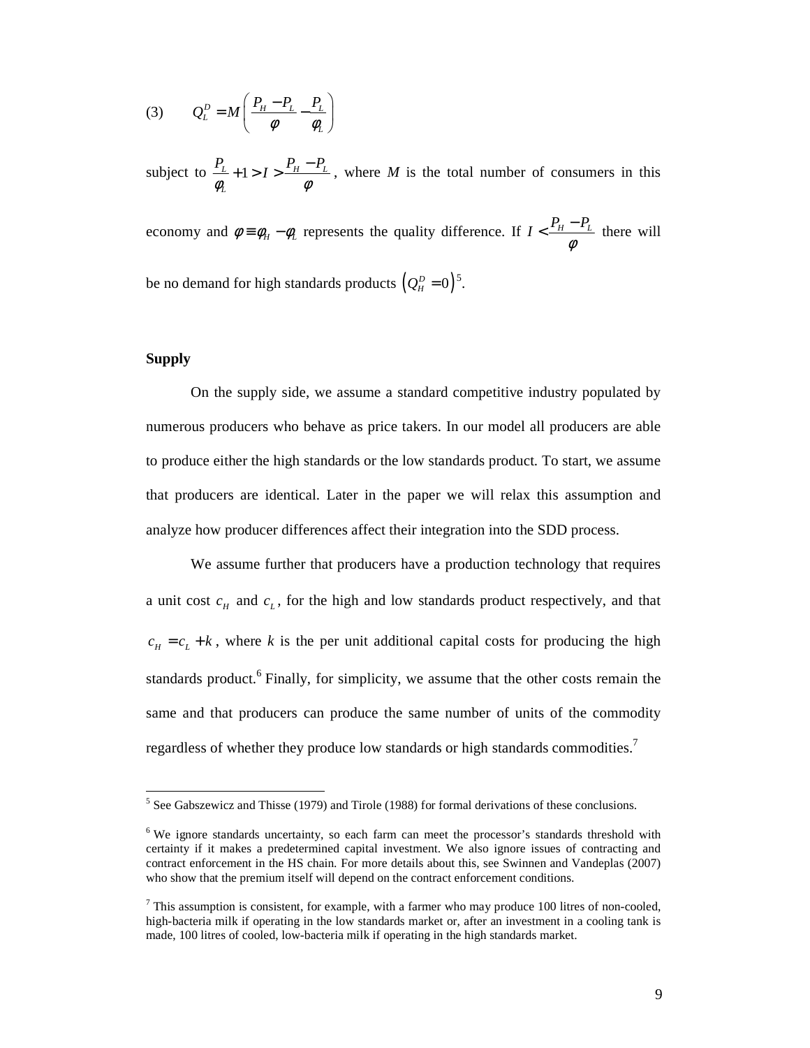$$(3) \qquad Q_L^D = M\left(\frac{P_H - P_L}{\phi} - \frac{P_L}{\phi_L}\right)$$

subject to $\frac{P_L}{\phi_L} + 1 > I > \frac{P_H - P_L}{\phi}$, where $M$ is the total number of consumers in this economy and $\phi \equiv \phi_H - \phi_L$ represents the quality difference. If $I < \frac{P_H - P_L}{\phi}$ there will be no demand for high standards products $\left(Q_H^D = 0\right)$[5].

### Supply

On the supply side, we assume a standard competitive industry populated by numerous producers who behave as price takers. In our model all producers are able to produce either the high standards or the low standards product. To start, we assume that producers are identical. Later in the paper we will relax this assumption and analyze how producer differences affect their integration into the SDD process.

We assume further that producers have a production technology that requires a unit cost $c_H$ and $c_L$, for the high and low standards product respectively, and that $c_H = c_L + k$, where $k$ is the per unit additional capital costs for producing the high standards product.[6] Finally, for simplicity, we assume that the other costs remain the same and that producers can produce the same number of units of the commodity regardless of whether they produce low standards or high standards commodities.[7]

---

[5] See Gabszewicz and Thisse (1979) and Tirole (1988) for formal derivations of these conclusions.

[6] We ignore standards uncertainty, so each farm can meet the processor's standards threshold with certainty if it makes a predetermined capital investment. We also ignore issues of contracting and contract enforcement in the HS chain. For more details about this, see Swinnen and Vandeplas (2007) who show that the premium itself will depend on the contract enforcement conditions.

[7] This assumption is consistent, for example, with a farmer who may produce 100 litres of non-cooled, high-bacteria milk if operating in the low standards market or, after an investment in a cooling tank is made, 100 litres of cooled, low-bacteria milk if operating in the high standards market.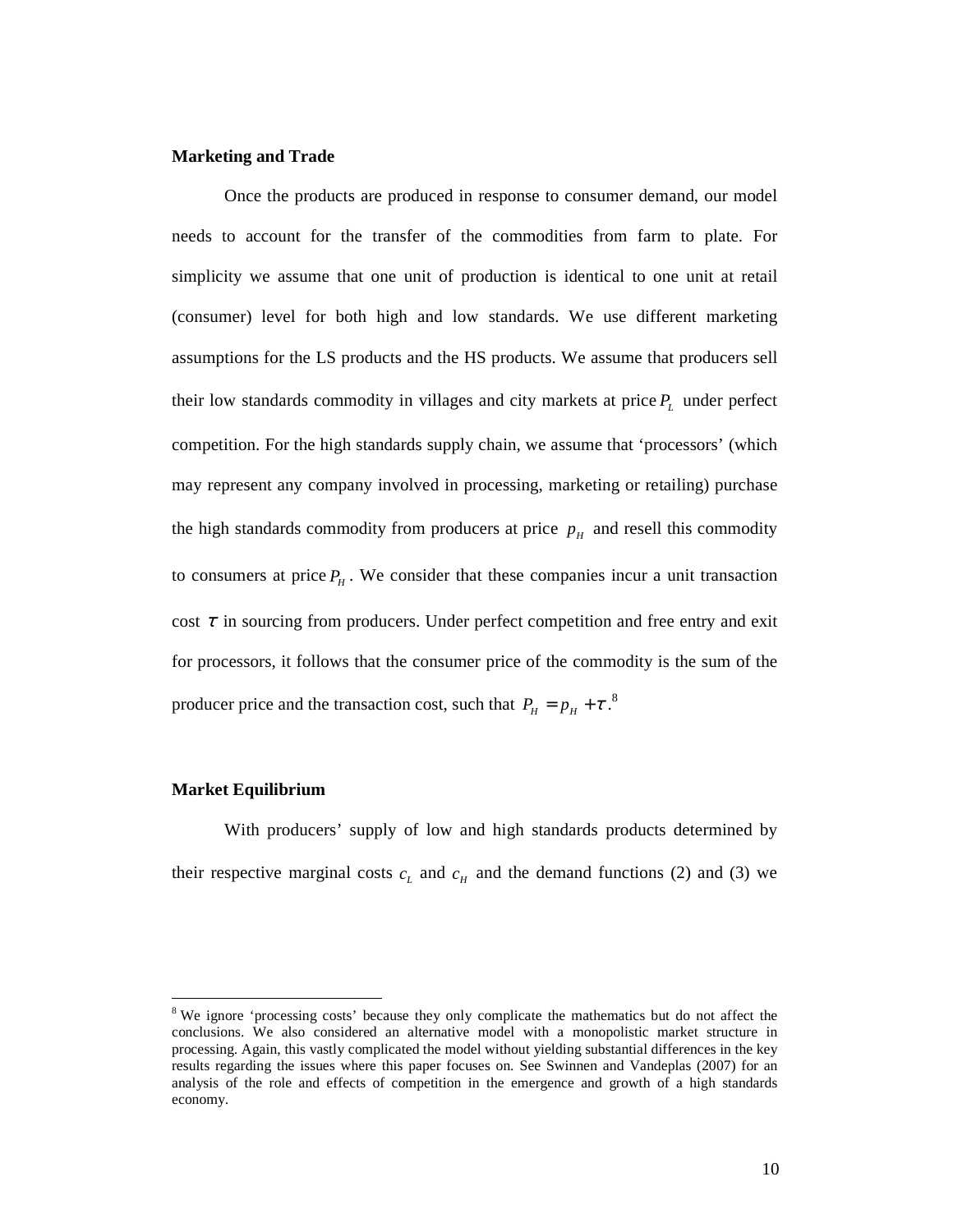**Marketing and Trade**

Once the products are produced in response to consumer demand, our model needs to account for the transfer of the commodities from farm to plate. For simplicity we assume that one unit of production is identical to one unit at retail (consumer) level for both high and low standards. We use different marketing assumptions for the LS products and the HS products. We assume that producers sell their low standards commodity in villages and city markets at price $P_L$ under perfect competition. For the high standards supply chain, we assume that 'processors' (which may represent any company involved in processing, marketing or retailing) purchase the high standards commodity from producers at price $p_H$ and resell this commodity to consumers at price $P_H$. We consider that these companies incur a unit transaction cost $\tau$ in sourcing from producers. Under perfect competition and free entry and exit for processors, it follows that the consumer price of the commodity is the sum of the producer price and the transaction cost, such that $P_H = p_H + \tau$.[8]

**Market Equilibrium**

With producers' supply of low and high standards products determined by their respective marginal costs $c_L$ and $c_H$ and the demand functions (2) and (3) we

[8] We ignore 'processing costs' because they only complicate the mathematics but do not affect the conclusions. We also considered an alternative model with a monopolistic market structure in processing. Again, this vastly complicated the model without yielding substantial differences in the key results regarding the issues where this paper focuses on. See Swinnen and Vandeplas (2007) for an analysis of the role and effects of competition in the emergence and growth of a high standards economy.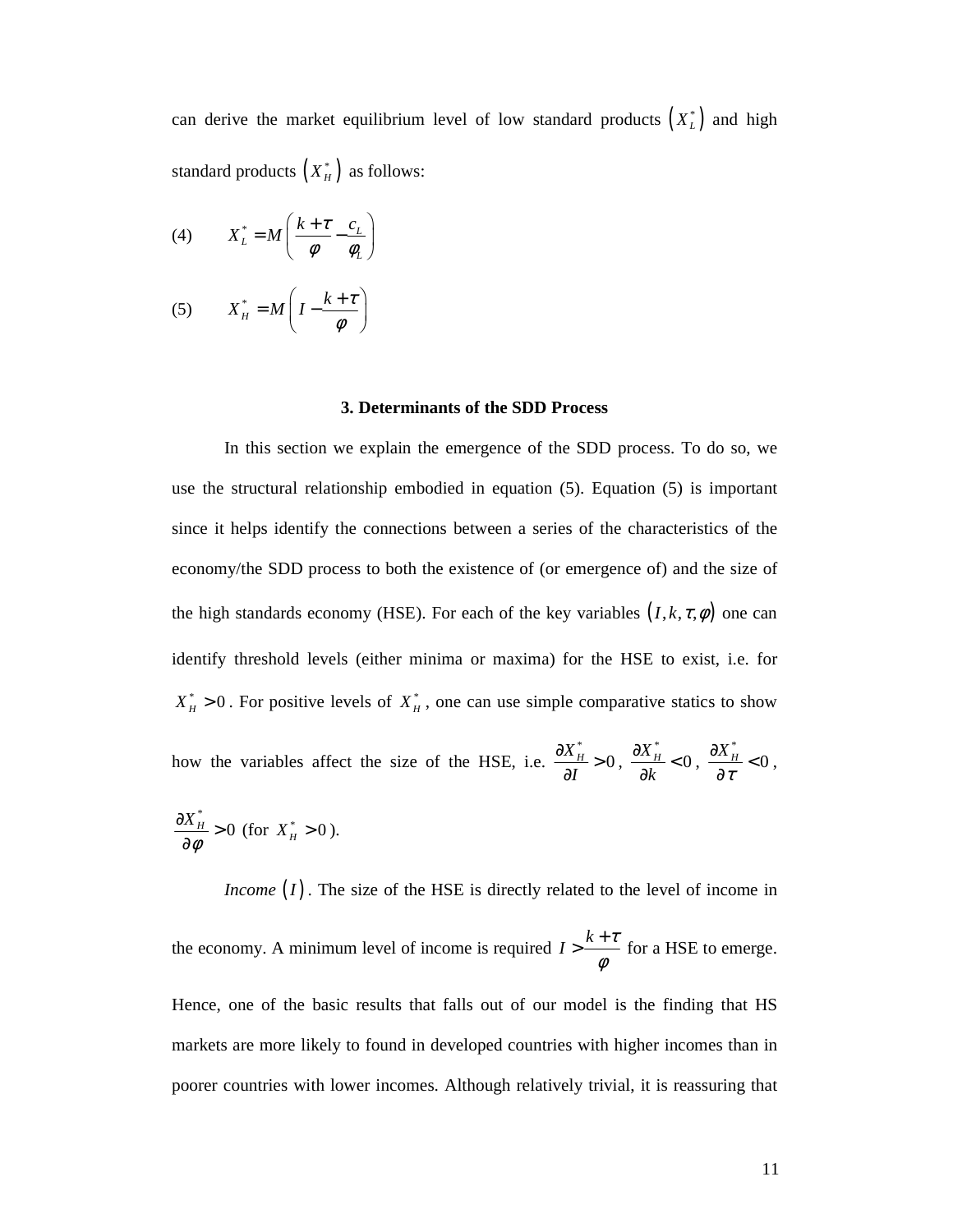can derive the market equilibrium level of low standard products $\left(X_L^*\right)$ and high standard products $\left(X_H^*\right)$ as follows:

$$
(4) \qquad X_L^* = M\left(\frac{k+\tau}{\phi} - \frac{c_L}{\phi_L}\right)
$$

$$
(5) \qquad X_H^* = M\left(I - \frac{k+\tau}{\phi}\right)
$$

### 3. Determinants of the SDD Process

In this section we explain the emergence of the SDD process. To do so, we use the structural relationship embodied in equation (5). Equation (5) is important since it helps identify the connections between a series of the characteristics of the economy/the SDD process to both the existence of (or emergence of) and the size of the high standards economy (HSE). For each of the key variables $(I, k, \tau, \phi)$ one can identify threshold levels (either minima or maxima) for the HSE to exist, i.e. for $X_H^* > 0$. For positive levels of $X_H^*$, one can use simple comparative statics to show how the variables affect the size of the HSE, i.e. $\frac{\partial X_H^*}{\partial I} > 0$, $\frac{\partial X_H^*}{\partial k} < 0$, $\frac{\partial X_H^*}{\partial \tau} < 0$, $\frac{\partial X_H^*}{\partial \phi} > 0$ (for $X_H^* > 0$).

*Income* $(I)$. The size of the HSE is directly related to the level of income in the economy. A minimum level of income is required $I > \frac{k+\tau}{\phi}$ for a HSE to emerge. Hence, one of the basic results that falls out of our model is the finding that HS markets are more likely to found in developed countries with higher incomes than in poorer countries with lower incomes. Although relatively trivial, it is reassuring that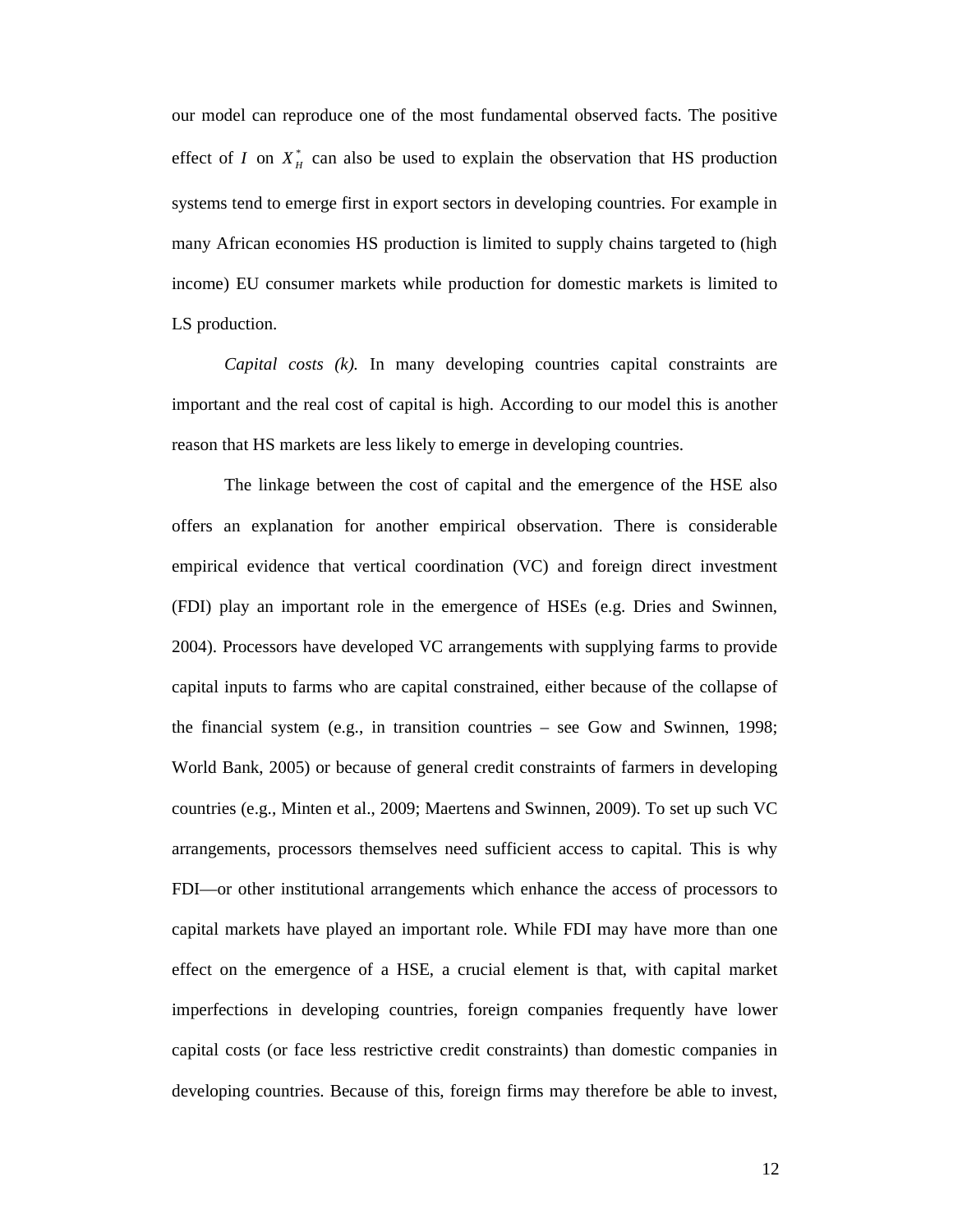our model can reproduce one of the most fundamental observed facts. The positive effect of $I$ on $X_H^*$ can also be used to explain the observation that HS production systems tend to emerge first in export sectors in developing countries. For example in many African economies HS production is limited to supply chains targeted to (high income) EU consumer markets while production for domestic markets is limited to LS production.

*Capital costs (k).* In many developing countries capital constraints are important and the real cost of capital is high. According to our model this is another reason that HS markets are less likely to emerge in developing countries.

The linkage between the cost of capital and the emergence of the HSE also offers an explanation for another empirical observation. There is considerable empirical evidence that vertical coordination (VC) and foreign direct investment (FDI) play an important role in the emergence of HSEs (e.g. Dries and Swinnen, 2004). Processors have developed VC arrangements with supplying farms to provide capital inputs to farms who are capital constrained, either because of the collapse of the financial system (e.g., in transition countries – see Gow and Swinnen, 1998; World Bank, 2005) or because of general credit constraints of farmers in developing countries (e.g., Minten et al., 2009; Maertens and Swinnen, 2009). To set up such VC arrangements, processors themselves need sufficient access to capital. This is why FDI—or other institutional arrangements which enhance the access of processors to capital markets have played an important role. While FDI may have more than one effect on the emergence of a HSE, a crucial element is that, with capital market imperfections in developing countries, foreign companies frequently have lower capital costs (or face less restrictive credit constraints) than domestic companies in developing countries. Because of this, foreign firms may therefore be able to invest,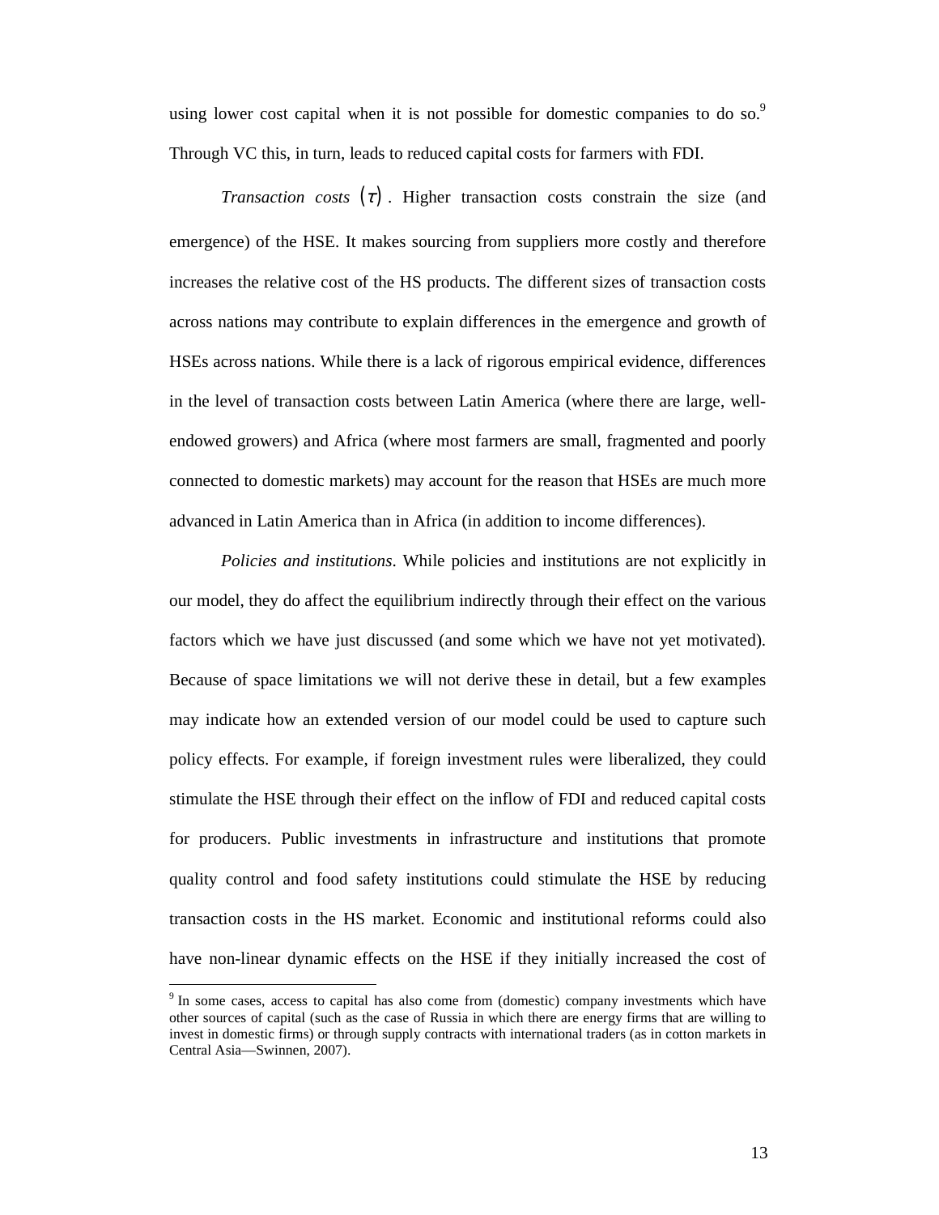using lower cost capital when it is not possible for domestic companies to do so.[9] Through VC this, in turn, leads to reduced capital costs for farmers with FDI.

*Transaction costs* $(\tau)$. Higher transaction costs constrain the size (and emergence) of the HSE. It makes sourcing from suppliers more costly and therefore increases the relative cost of the HS products. The different sizes of transaction costs across nations may contribute to explain differences in the emergence and growth of HSEs across nations. While there is a lack of rigorous empirical evidence, differences in the level of transaction costs between Latin America (where there are large, well-endowed growers) and Africa (where most farmers are small, fragmented and poorly connected to domestic markets) may account for the reason that HSEs are much more advanced in Latin America than in Africa (in addition to income differences).

*Policies and institutions*. While policies and institutions are not explicitly in our model, they do affect the equilibrium indirectly through their effect on the various factors which we have just discussed (and some which we have not yet motivated). Because of space limitations we will not derive these in detail, but a few examples may indicate how an extended version of our model could be used to capture such policy effects. For example, if foreign investment rules were liberalized, they could stimulate the HSE through their effect on the inflow of FDI and reduced capital costs for producers. Public investments in infrastructure and institutions that promote quality control and food safety institutions could stimulate the HSE by reducing transaction costs in the HS market. Economic and institutional reforms could also have non-linear dynamic effects on the HSE if they initially increased the cost of

[9] In some cases, access to capital has also come from (domestic) company investments which have other sources of capital (such as the case of Russia in which there are energy firms that are willing to invest in domestic firms) or through supply contracts with international traders (as in cotton markets in Central Asia—Swinnen, 2007).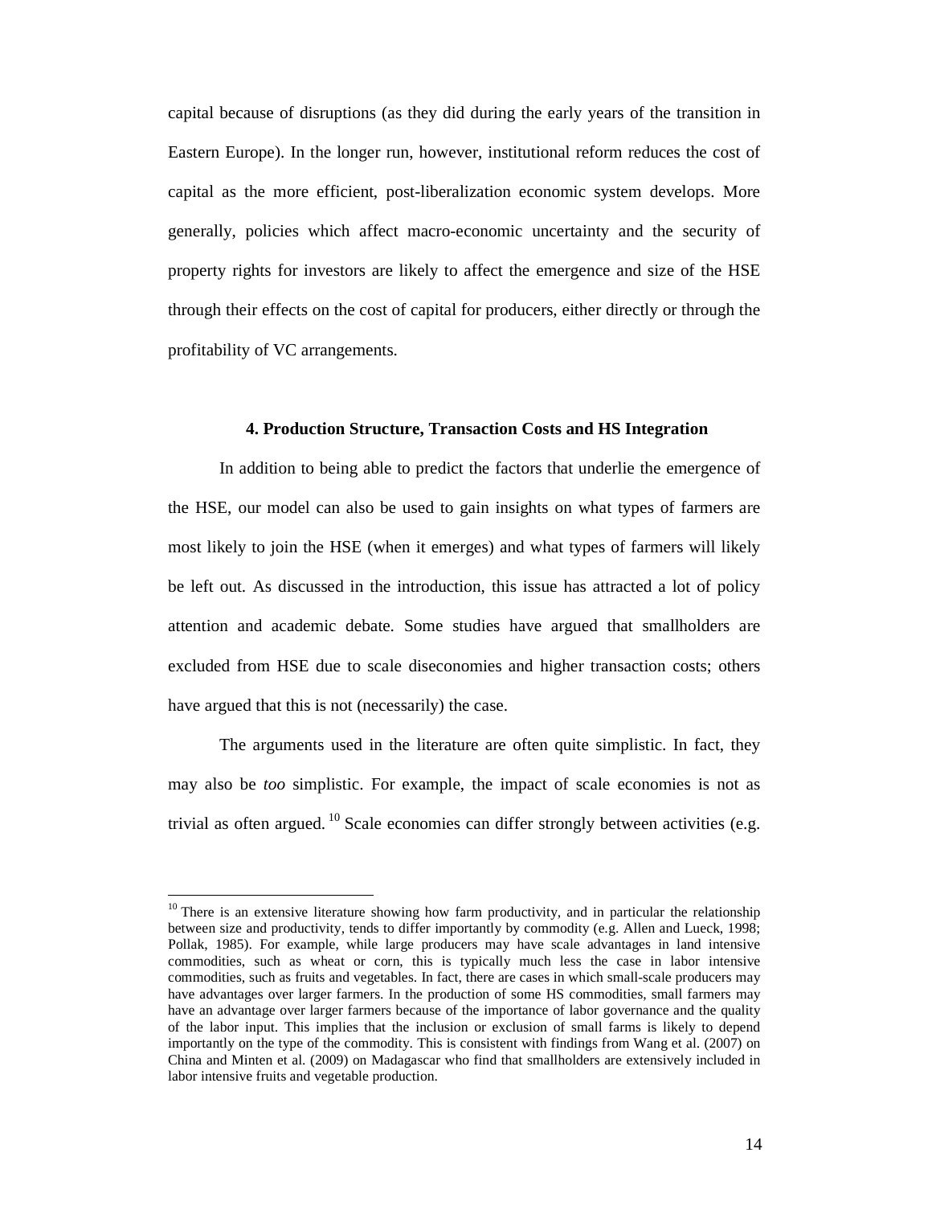capital because of disruptions (as they did during the early years of the transition in Eastern Europe). In the longer run, however, institutional reform reduces the cost of capital as the more efficient, post-liberalization economic system develops. More generally, policies which affect macro-economic uncertainty and the security of property rights for investors are likely to affect the emergence and size of the HSE through their effects on the cost of capital for producers, either directly or through the profitability of VC arrangements.

## 4. Production Structure, Transaction Costs and HS Integration

In addition to being able to predict the factors that underlie the emergence of the HSE, our model can also be used to gain insights on what types of farmers are most likely to join the HSE (when it emerges) and what types of farmers will likely be left out. As discussed in the introduction, this issue has attracted a lot of policy attention and academic debate. Some studies have argued that smallholders are excluded from HSE due to scale diseconomies and higher transaction costs; others have argued that this is not (necessarily) the case.

The arguments used in the literature are often quite simplistic. In fact, they may also be *too* simplistic. For example, the impact of scale economies is not as trivial as often argued.[10] Scale economies can differ strongly between activities (e.g.

[10] There is an extensive literature showing how farm productivity, and in particular the relationship between size and productivity, tends to differ importantly by commodity (e.g. Allen and Lueck, 1998; Pollak, 1985). For example, while large producers may have scale advantages in land intensive commodities, such as wheat or corn, this is typically much less the case in labor intensive commodities, such as fruits and vegetables. In fact, there are cases in which small-scale producers may have advantages over larger farmers. In the production of some HS commodities, small farmers may have an advantage over larger farmers because of the importance of labor governance and the quality of the labor input. This implies that the inclusion or exclusion of small farms is likely to depend importantly on the type of the commodity. This is consistent with findings from Wang et al. (2007) on China and Minten et al. (2009) on Madagascar who find that smallholders are extensively included in labor intensive fruits and vegetable production.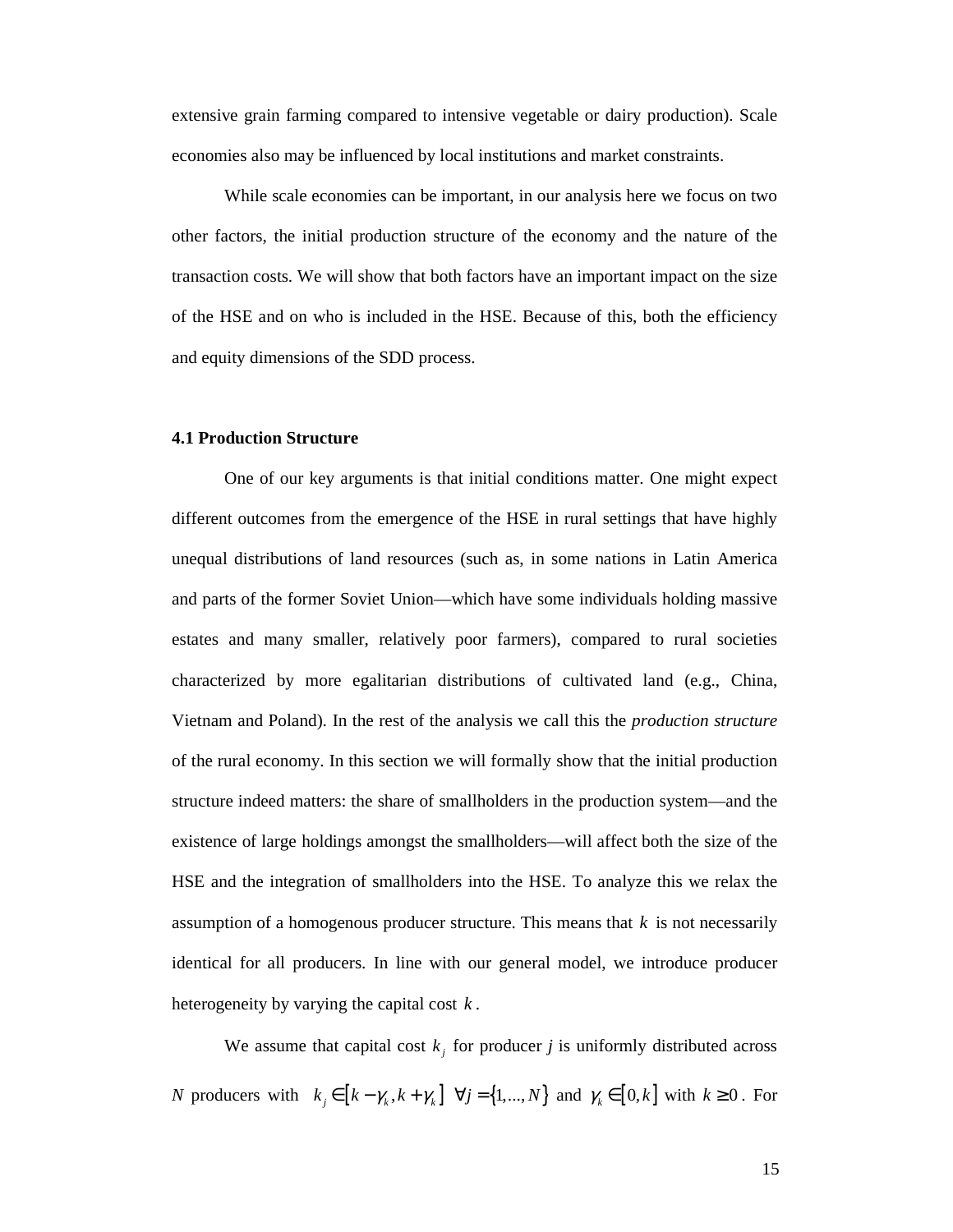extensive grain farming compared to intensive vegetable or dairy production). Scale economies also may be influenced by local institutions and market constraints.

While scale economies can be important, in our analysis here we focus on two other factors, the initial production structure of the economy and the nature of the transaction costs. We will show that both factors have an important impact on the size of the HSE and on who is included in the HSE. Because of this, both the efficiency and equity dimensions of the SDD process.

### 4.1 Production Structure

One of our key arguments is that initial conditions matter. One might expect different outcomes from the emergence of the HSE in rural settings that have highly unequal distributions of land resources (such as, in some nations in Latin America and parts of the former Soviet Union—which have some individuals holding massive estates and many smaller, relatively poor farmers), compared to rural societies characterized by more egalitarian distributions of cultivated land (e.g., China, Vietnam and Poland). In the rest of the analysis we call this the *production structure* of the rural economy. In this section we will formally show that the initial production structure indeed matters: the share of smallholders in the production system—and the existence of large holdings amongst the smallholders—will affect both the size of the HSE and the integration of smallholders into the HSE. To analyze this we relax the assumption of a homogenous producer structure. This means that $k$ is not necessarily identical for all producers. In line with our general model, we introduce producer heterogeneity by varying the capital cost $k$.

We assume that capital cost $k_j$ for producer *j* is uniformly distributed across *N* producers with $k_j \in [k - \gamma_k, k + \gamma_k] \;\; \forall j = \{1, ..., N\}$ and $\gamma_k \in [0, k]$ with $k \geq 0$. For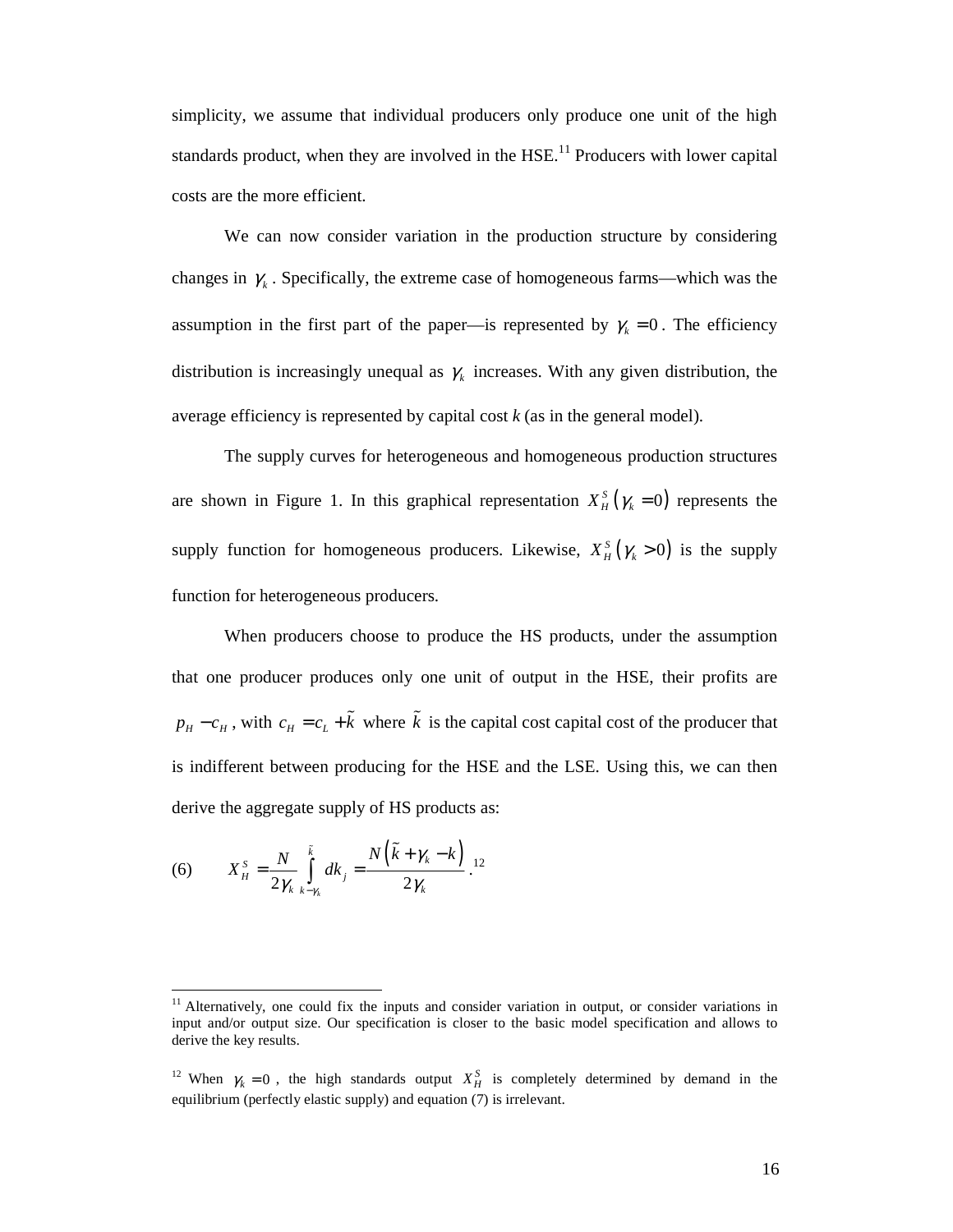simplicity, we assume that individual producers only produce one unit of the high standards product, when they are involved in the HSE.[11] Producers with lower capital costs are the more efficient.

We can now consider variation in the production structure by considering changes in $\gamma_k$. Specifically, the extreme case of homogeneous farms—which was the assumption in the first part of the paper—is represented by $\gamma_k = 0$. The efficiency distribution is increasingly unequal as $\gamma_k$ increases. With any given distribution, the average efficiency is represented by capital cost *k* (as in the general model).

The supply curves for heterogeneous and homogeneous production structures are shown in Figure 1. In this graphical representation $X_H^S(\gamma_k = 0)$ represents the supply function for homogeneous producers. Likewise, $X_H^S(\gamma_k > 0)$ is the supply function for heterogeneous producers.

When producers choose to produce the HS products, under the assumption that one producer produces only one unit of output in the HSE, their profits are $p_H - c_H$, with $c_H = c_L + \tilde{k}$ where $\tilde{k}$ is the capital cost capital cost of the producer that is indifferent between producing for the HSE and the LSE. Using this, we can then derive the aggregate supply of HS products as:

$$(6) \qquad X_H^S = \frac{N}{2\gamma_k} \int_{k-\gamma_k}^{\tilde{k}} dk_j = \frac{N\left(\tilde{k} + \gamma_k - k\right)}{2\gamma_k}.$$ [12]

---

[11] Alternatively, one could fix the inputs and consider variation in output, or consider variations in input and/or output size. Our specification is closer to the basic model specification and allows to derive the key results.

[12] When $\gamma_k = 0$, the high standards output $X_H^S$ is completely determined by demand in the equilibrium (perfectly elastic supply) and equation (7) is irrelevant.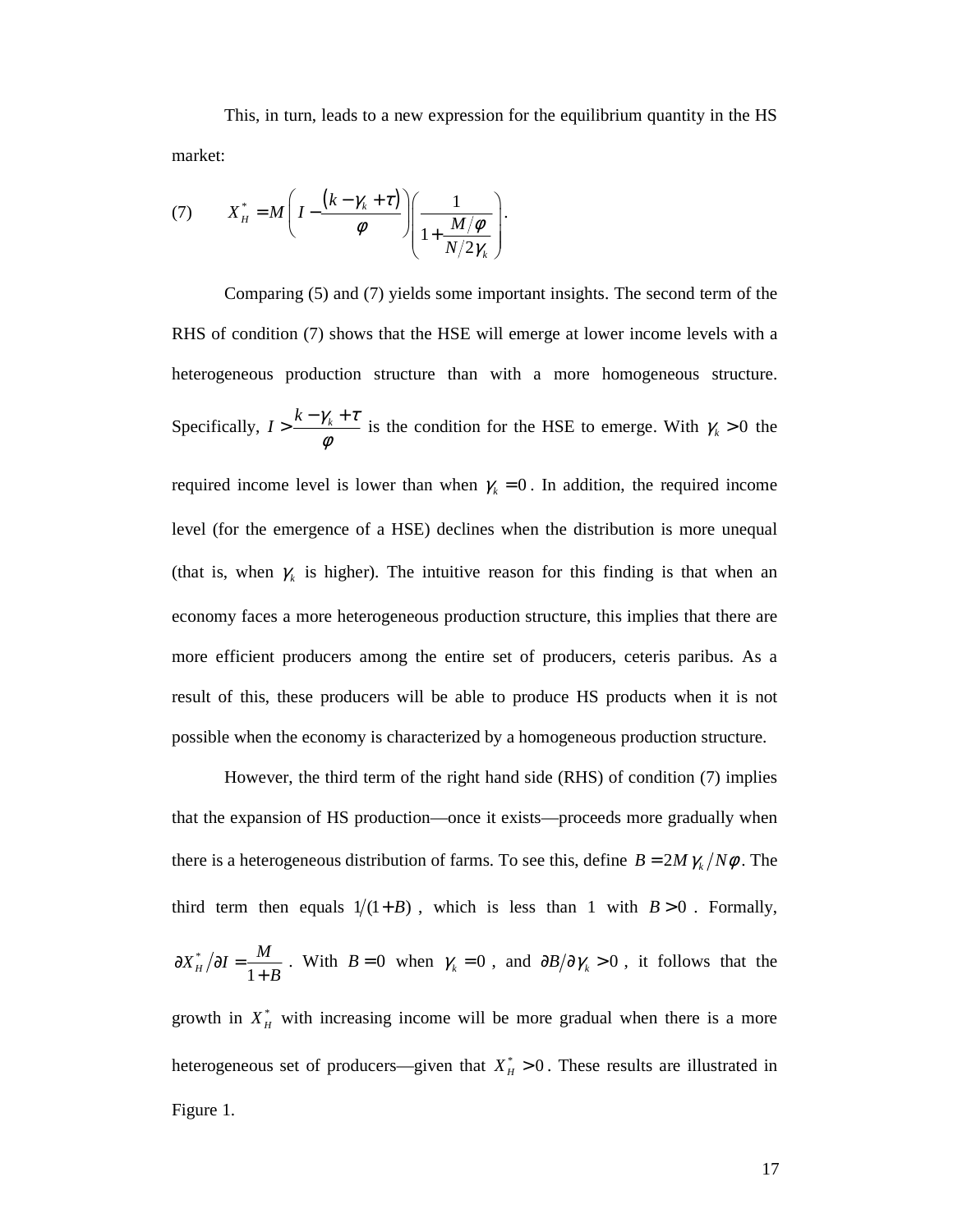This, in turn, leads to a new expression for the equilibrium quantity in the HS market:

$$X_H^* = M\left(I - \frac{(k - \gamma_k + \tau)}{\phi}\right)\left(\frac{1}{1 + \dfrac{M/\phi}{N/2\gamma_k}}\right). \tag{7}$$

Comparing (5) and (7) yields some important insights. The second term of the RHS of condition (7) shows that the HSE will emerge at lower income levels with a heterogeneous production structure than with a more homogeneous structure. Specifically, $I > \frac{k - \gamma_k + \tau}{\phi}$ is the condition for the HSE to emerge. With $\gamma_k > 0$ the required income level is lower than when $\gamma_k = 0$. In addition, the required income level (for the emergence of a HSE) declines when the distribution is more unequal (that is, when $\gamma_k$ is higher). The intuitive reason for this finding is that when an economy faces a more heterogeneous production structure, this implies that there are more efficient producers among the entire set of producers, ceteris paribus. As a result of this, these producers will be able to produce HS products when it is not possible when the economy is characterized by a homogeneous production structure.

However, the third term of the right hand side (RHS) of condition (7) implies that the expansion of HS production—once it exists—proceeds more gradually when there is a heterogeneous distribution of farms. To see this, define $B = 2M\gamma_k / N\phi$. The third term then equals $1/(1+B)$, which is less than 1 with $B > 0$. Formally, $\partial X_H^* / \partial I = \frac{M}{1+B}$. With $B = 0$ when $\gamma_k = 0$, and $\partial B / \partial \gamma_k > 0$, it follows that the growth in $X_H^*$ with increasing income will be more gradual when there is a more heterogeneous set of producers—given that $X_H^* > 0$. These results are illustrated in Figure 1.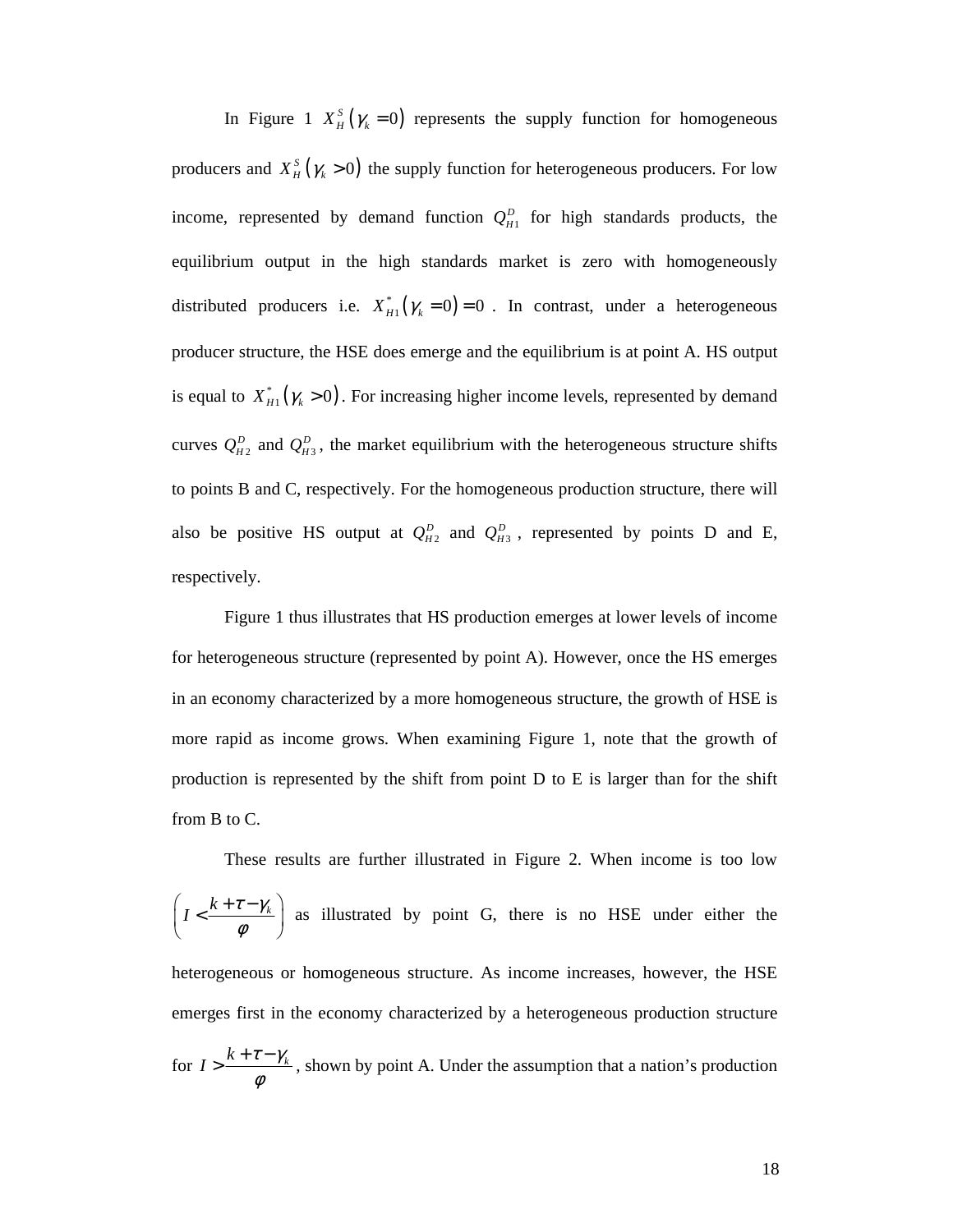In Figure 1 $X_H^S(\gamma_k = 0)$ represents the supply function for homogeneous producers and $X_H^S(\gamma_k > 0)$ the supply function for heterogeneous producers. For low income, represented by demand function $Q_{H1}^D$ for high standards products, the equilibrium output in the high standards market is zero with homogeneously distributed producers i.e. $X_{H1}^*(\gamma_k = 0) = 0$ . In contrast, under a heterogeneous producer structure, the HSE does emerge and the equilibrium is at point A. HS output is equal to $X_{H1}^*(\gamma_k > 0)$. For increasing higher income levels, represented by demand curves $Q_{H2}^D$ and $Q_{H3}^D$, the market equilibrium with the heterogeneous structure shifts to points B and C, respectively. For the homogeneous production structure, there will also be positive HS output at $Q_{H2}^D$ and $Q_{H3}^D$ , represented by points D and E, respectively.

Figure 1 thus illustrates that HS production emerges at lower levels of income for heterogeneous structure (represented by point A). However, once the HS emerges in an economy characterized by a more homogeneous structure, the growth of HSE is more rapid as income grows. When examining Figure 1, note that the growth of production is represented by the shift from point D to E is larger than for the shift from B to C.

These results are further illustrated in Figure 2. When income is too low $\left( I < \frac{k + \tau - \gamma_k}{\varphi} \right)$ as illustrated by point G, there is no HSE under either the heterogeneous or homogeneous structure. As income increases, however, the HSE emerges first in the economy characterized by a heterogeneous production structure for $I > \frac{k + \tau - \gamma_k}{\varphi}$, shown by point A. Under the assumption that a nation's production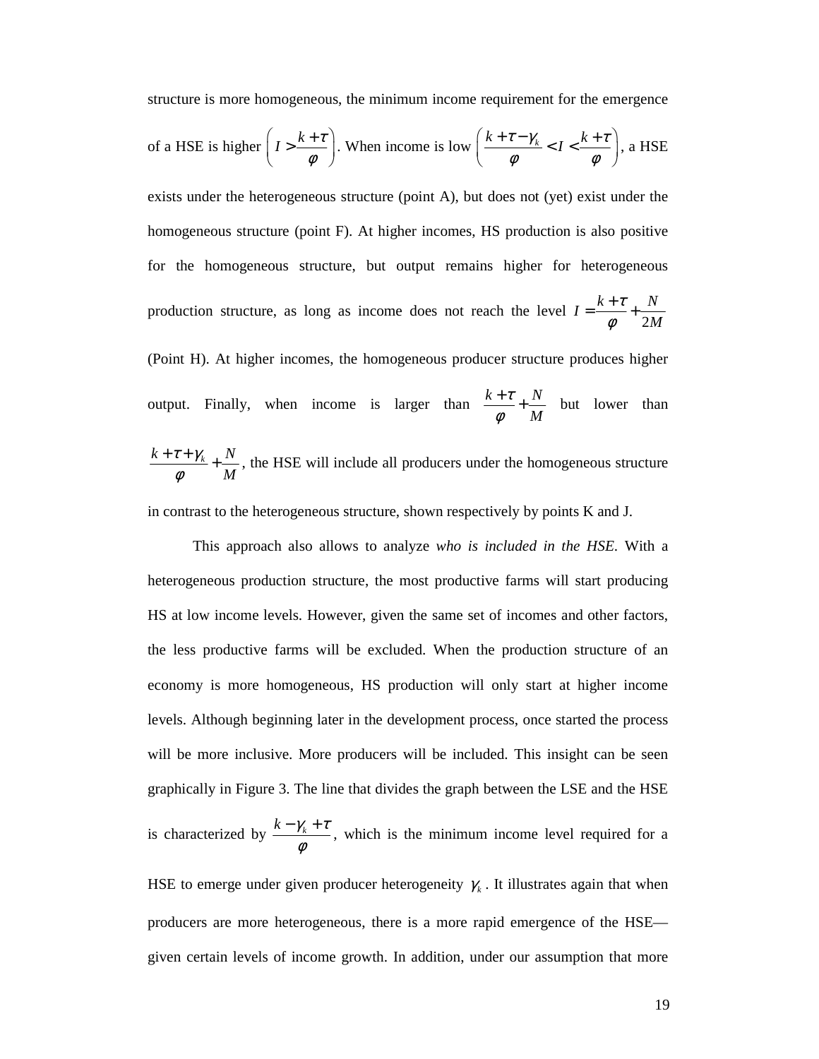structure is more homogeneous, the minimum income requirement for the emergence of a HSE is higher $\left( I > \frac{k+\tau}{\varphi} \right)$. When income is low $\left( \frac{k+\tau-\gamma_k}{\varphi} < I < \frac{k+\tau}{\varphi} \right)$, a HSE exists under the heterogeneous structure (point A), but does not (yet) exist under the homogeneous structure (point F). At higher incomes, HS production is also positive for the homogeneous structure, but output remains higher for heterogeneous production structure, as long as income does not reach the level $I = \frac{k+\tau}{\varphi} + \frac{N}{2M}$ (Point H). At higher incomes, the homogeneous producer structure produces higher output. Finally, when income is larger than $\frac{k+\tau}{\varphi} + \frac{N}{M}$ but lower than $\frac{k+\tau+\gamma_k}{\varphi} + \frac{N}{M}$, the HSE will include all producers under the homogeneous structure in contrast to the heterogeneous structure, shown respectively by points K and J.

This approach also allows to analyze *who is included in the HSE*. With a heterogeneous production structure, the most productive farms will start producing HS at low income levels. However, given the same set of incomes and other factors, the less productive farms will be excluded. When the production structure of an economy is more homogeneous, HS production will only start at higher income levels. Although beginning later in the development process, once started the process will be more inclusive. More producers will be included. This insight can be seen graphically in Figure 3. The line that divides the graph between the LSE and the HSE is characterized by $\frac{k-\gamma_k+\tau}{\varphi}$, which is the minimum income level required for a HSE to emerge under given producer heterogeneity $\gamma_k$. It illustrates again that when producers are more heterogeneous, there is a more rapid emergence of the HSE—given certain levels of income growth. In addition, under our assumption that more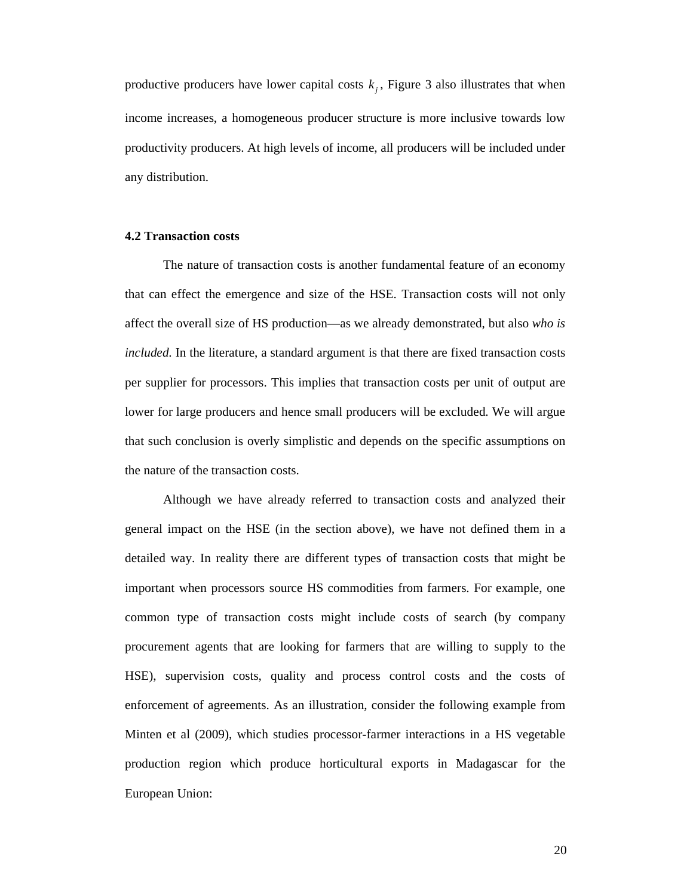productive producers have lower capital costs $k_j$, Figure 3 also illustrates that when income increases, a homogeneous producer structure is more inclusive towards low productivity producers. At high levels of income, all producers will be included under any distribution.

### 4.2 Transaction costs

The nature of transaction costs is another fundamental feature of an economy that can effect the emergence and size of the HSE. Transaction costs will not only affect the overall size of HS production—as we already demonstrated, but also *who is included.* In the literature, a standard argument is that there are fixed transaction costs per supplier for processors. This implies that transaction costs per unit of output are lower for large producers and hence small producers will be excluded. We will argue that such conclusion is overly simplistic and depends on the specific assumptions on the nature of the transaction costs.

Although we have already referred to transaction costs and analyzed their general impact on the HSE (in the section above), we have not defined them in a detailed way. In reality there are different types of transaction costs that might be important when processors source HS commodities from farmers. For example, one common type of transaction costs might include costs of search (by company procurement agents that are looking for farmers that are willing to supply to the HSE), supervision costs, quality and process control costs and the costs of enforcement of agreements. As an illustration, consider the following example from Minten et al (2009), which studies processor-farmer interactions in a HS vegetable production region which produce horticultural exports in Madagascar for the European Union: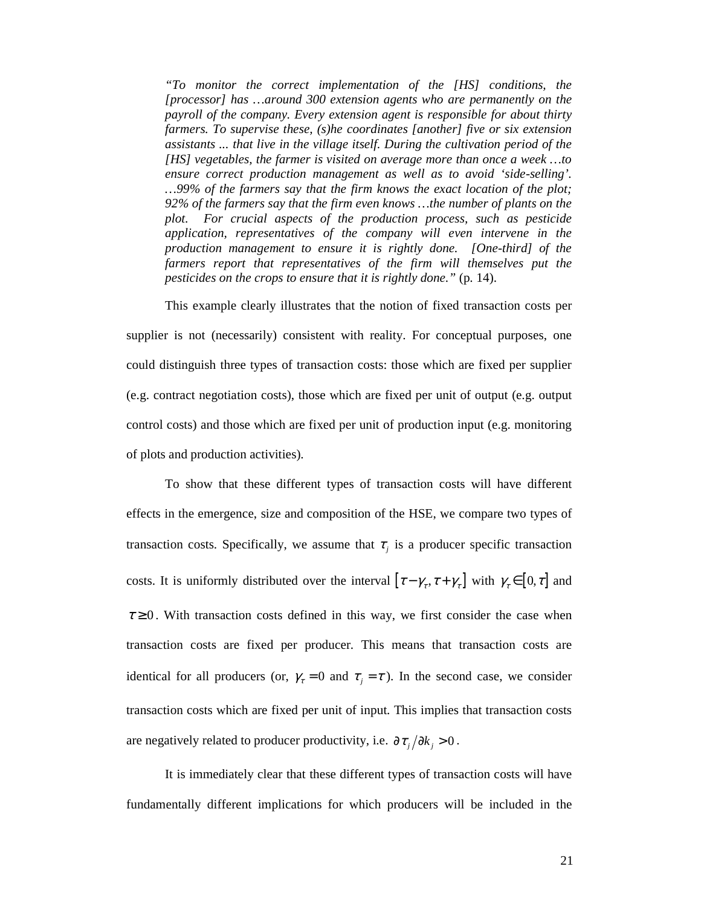> *"To monitor the correct implementation of the [HS] conditions, the [processor] has …around 300 extension agents who are permanently on the payroll of the company. Every extension agent is responsible for about thirty farmers. To supervise these, (s)he coordinates [another] five or six extension assistants ... that live in the village itself. During the cultivation period of the [HS] vegetables, the farmer is visited on average more than once a week …to ensure correct production management as well as to avoid 'side-selling'. …99% of the farmers say that the firm knows the exact location of the plot; 92% of the farmers say that the firm even knows …the number of plants on the plot. For crucial aspects of the production process, such as pesticide application, representatives of the company will even intervene in the production management to ensure it is rightly done. [One-third] of the farmers report that representatives of the firm will themselves put the pesticides on the crops to ensure that it is rightly done."* (p. 14).

This example clearly illustrates that the notion of fixed transaction costs per supplier is not (necessarily) consistent with reality. For conceptual purposes, one could distinguish three types of transaction costs: those which are fixed per supplier (e.g. contract negotiation costs), those which are fixed per unit of output (e.g. output control costs) and those which are fixed per unit of production input (e.g. monitoring of plots and production activities).

To show that these different types of transaction costs will have different effects in the emergence, size and composition of the HSE, we compare two types of transaction costs. Specifically, we assume that $\tau_j$ is a producer specific transaction costs. It is uniformly distributed over the interval $[\tau-\gamma_\tau, \tau+\gamma_\tau]$ with $\gamma_\tau \in [0,\tau]$ and $\tau \geq 0$. With transaction costs defined in this way, we first consider the case when transaction costs are fixed per producer. This means that transaction costs are identical for all producers (or, $\gamma_\tau = 0$ and $\tau_j = \tau$). In the second case, we consider transaction costs which are fixed per unit of input. This implies that transaction costs are negatively related to producer productivity, i.e. $\partial \tau_j / \partial k_j > 0$.

It is immediately clear that these different types of transaction costs will have fundamentally different implications for which producers will be included in the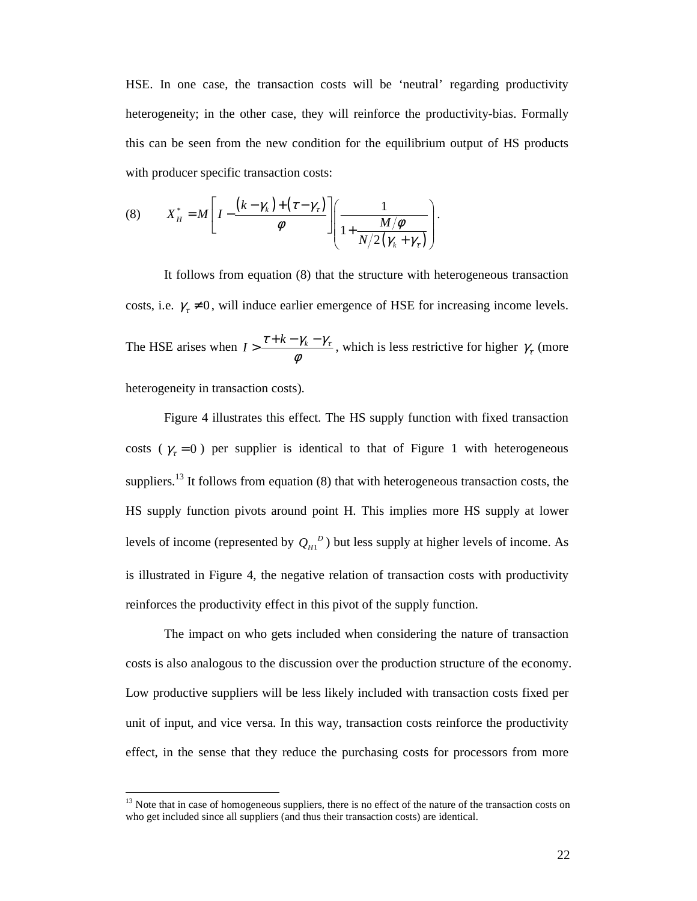HSE. In one case, the transaction costs will be 'neutral' regarding productivity heterogeneity; in the other case, they will reinforce the productivity-bias. Formally this can be seen from the new condition for the equilibrium output of HS products with producer specific transaction costs:

$$(8) \qquad X_H^* = M\left[ I - \frac{(k-\gamma_k)+(\tau-\gamma_\tau)}{\phi} \right]\left( \frac{1}{1+\frac{M/\phi}{N/2(\gamma_k+\gamma_\tau)}} \right).$$

It follows from equation (8) that the structure with heterogeneous transaction costs, i.e. $\gamma_\tau \neq 0$, will induce earlier emergence of HSE for increasing income levels. The HSE arises when $I > \frac{\tau+k-\gamma_k-\gamma_\tau}{\phi}$, which is less restrictive for higher $\gamma_\tau$ (more heterogeneity in transaction costs).

Figure 4 illustrates this effect. The HS supply function with fixed transaction costs ( $\gamma_\tau = 0$ ) per supplier is identical to that of Figure 1 with heterogeneous suppliers.[13] It follows from equation (8) that with heterogeneous transaction costs, the HS supply function pivots around point H. This implies more HS supply at lower levels of income (represented by $Q_{H1}{}^D$) but less supply at higher levels of income. As is illustrated in Figure 4, the negative relation of transaction costs with productivity reinforces the productivity effect in this pivot of the supply function.

The impact on who gets included when considering the nature of transaction costs is also analogous to the discussion over the production structure of the economy. Low productive suppliers will be less likely included with transaction costs fixed per unit of input, and vice versa. In this way, transaction costs reinforce the productivity effect, in the sense that they reduce the purchasing costs for processors from more

[13] Note that in case of homogeneous suppliers, there is no effect of the nature of the transaction costs on who get included since all suppliers (and thus their transaction costs) are identical.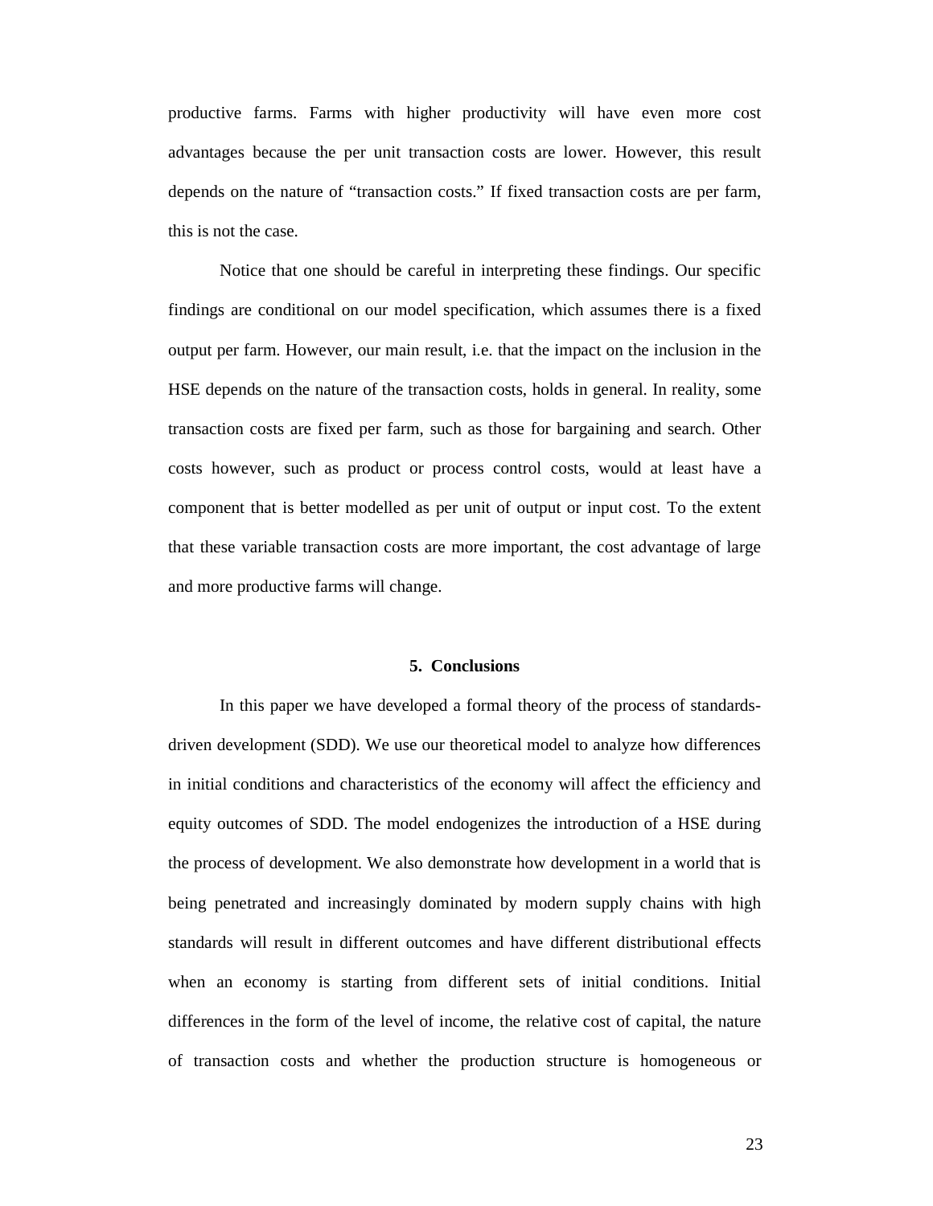productive farms. Farms with higher productivity will have even more cost advantages because the per unit transaction costs are lower. However, this result depends on the nature of "transaction costs." If fixed transaction costs are per farm, this is not the case.

Notice that one should be careful in interpreting these findings. Our specific findings are conditional on our model specification, which assumes there is a fixed output per farm. However, our main result, i.e. that the impact on the inclusion in the HSE depends on the nature of the transaction costs, holds in general. In reality, some transaction costs are fixed per farm, such as those for bargaining and search. Other costs however, such as product or process control costs, would at least have a component that is better modelled as per unit of output or input cost. To the extent that these variable transaction costs are more important, the cost advantage of large and more productive farms will change.

## 5. Conclusions

In this paper we have developed a formal theory of the process of standards-driven development (SDD). We use our theoretical model to analyze how differences in initial conditions and characteristics of the economy will affect the efficiency and equity outcomes of SDD. The model endogenizes the introduction of a HSE during the process of development. We also demonstrate how development in a world that is being penetrated and increasingly dominated by modern supply chains with high standards will result in different outcomes and have different distributional effects when an economy is starting from different sets of initial conditions. Initial differences in the form of the level of income, the relative cost of capital, the nature of transaction costs and whether the production structure is homogeneous or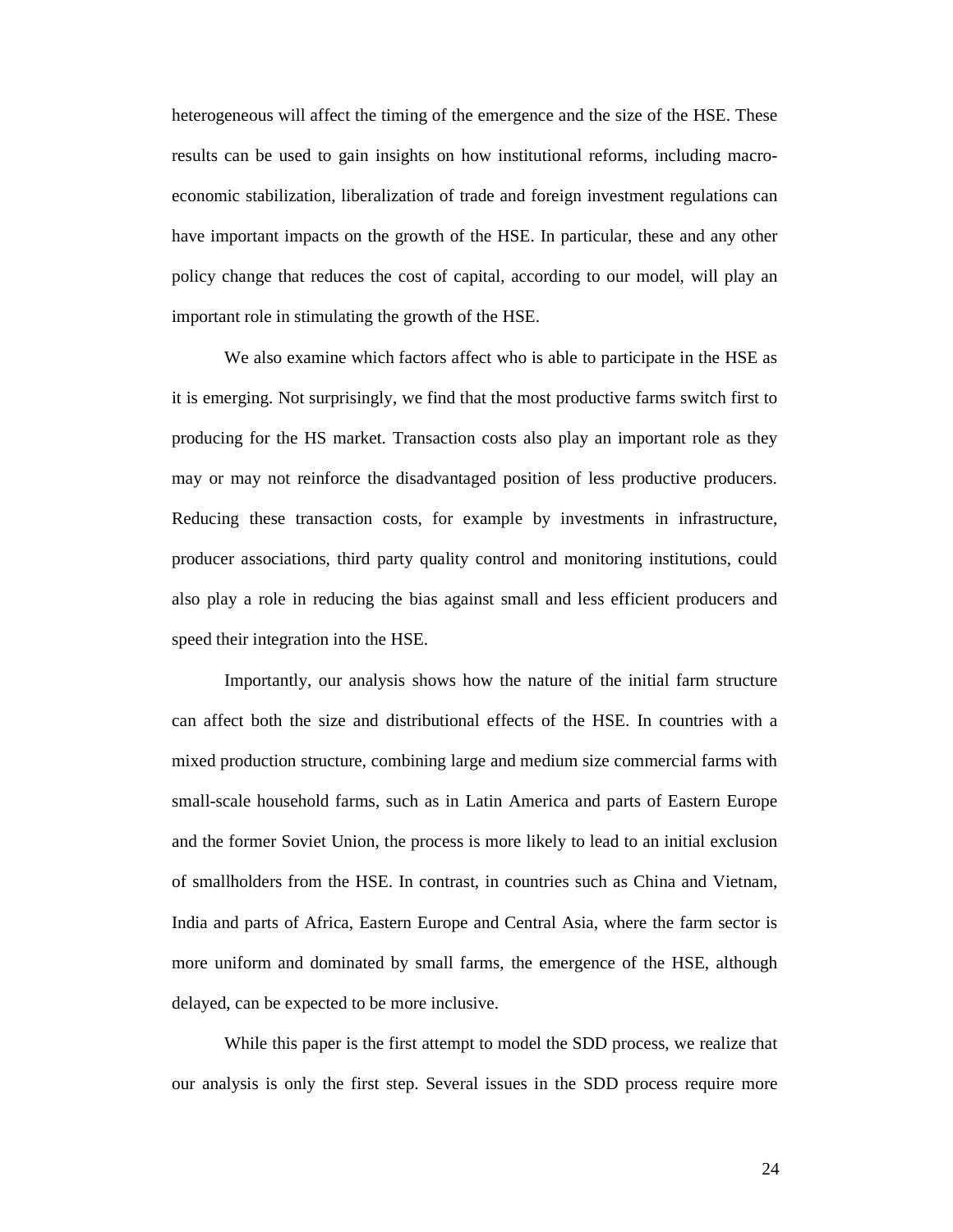heterogeneous will affect the timing of the emergence and the size of the HSE. These results can be used to gain insights on how institutional reforms, including macro-economic stabilization, liberalization of trade and foreign investment regulations can have important impacts on the growth of the HSE. In particular, these and any other policy change that reduces the cost of capital, according to our model, will play an important role in stimulating the growth of the HSE.

We also examine which factors affect who is able to participate in the HSE as it is emerging. Not surprisingly, we find that the most productive farms switch first to producing for the HS market. Transaction costs also play an important role as they may or may not reinforce the disadvantaged position of less productive producers. Reducing these transaction costs, for example by investments in infrastructure, producer associations, third party quality control and monitoring institutions, could also play a role in reducing the bias against small and less efficient producers and speed their integration into the HSE.

Importantly, our analysis shows how the nature of the initial farm structure can affect both the size and distributional effects of the HSE. In countries with a mixed production structure, combining large and medium size commercial farms with small-scale household farms, such as in Latin America and parts of Eastern Europe and the former Soviet Union, the process is more likely to lead to an initial exclusion of smallholders from the HSE. In contrast, in countries such as China and Vietnam, India and parts of Africa, Eastern Europe and Central Asia, where the farm sector is more uniform and dominated by small farms, the emergence of the HSE, although delayed, can be expected to be more inclusive.

While this paper is the first attempt to model the SDD process, we realize that our analysis is only the first step. Several issues in the SDD process require more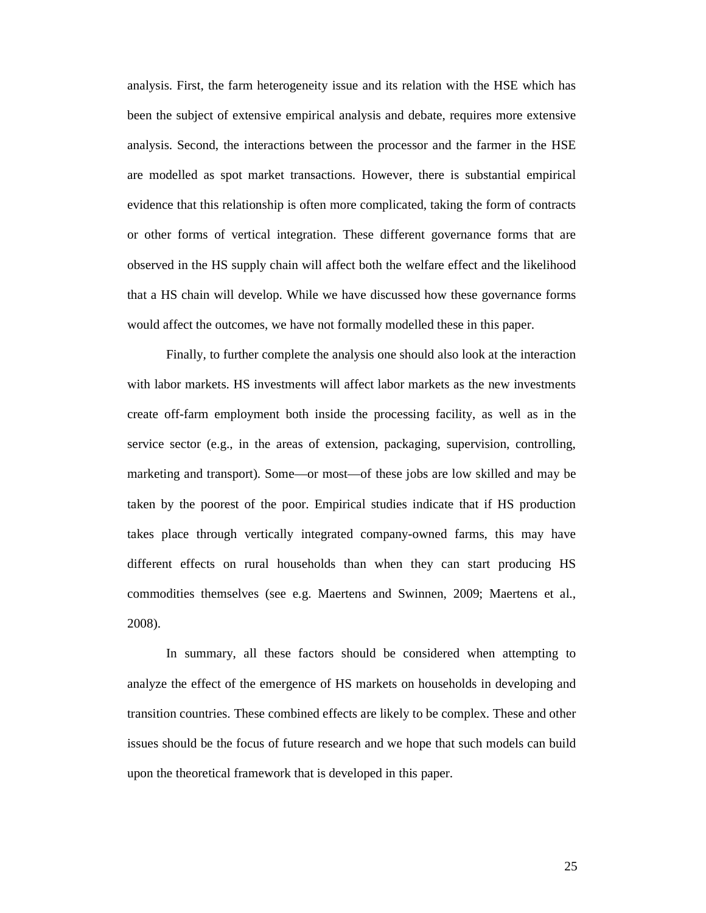analysis. First, the farm heterogeneity issue and its relation with the HSE which has been the subject of extensive empirical analysis and debate, requires more extensive analysis. Second, the interactions between the processor and the farmer in the HSE are modelled as spot market transactions. However, there is substantial empirical evidence that this relationship is often more complicated, taking the form of contracts or other forms of vertical integration. These different governance forms that are observed in the HS supply chain will affect both the welfare effect and the likelihood that a HS chain will develop. While we have discussed how these governance forms would affect the outcomes, we have not formally modelled these in this paper.

Finally, to further complete the analysis one should also look at the interaction with labor markets. HS investments will affect labor markets as the new investments create off-farm employment both inside the processing facility, as well as in the service sector (e.g., in the areas of extension, packaging, supervision, controlling, marketing and transport). Some—or most—of these jobs are low skilled and may be taken by the poorest of the poor. Empirical studies indicate that if HS production takes place through vertically integrated company-owned farms, this may have different effects on rural households than when they can start producing HS commodities themselves (see e.g. Maertens and Swinnen, 2009; Maertens et al., 2008).

In summary, all these factors should be considered when attempting to analyze the effect of the emergence of HS markets on households in developing and transition countries. These combined effects are likely to be complex. These and other issues should be the focus of future research and we hope that such models can build upon the theoretical framework that is developed in this paper.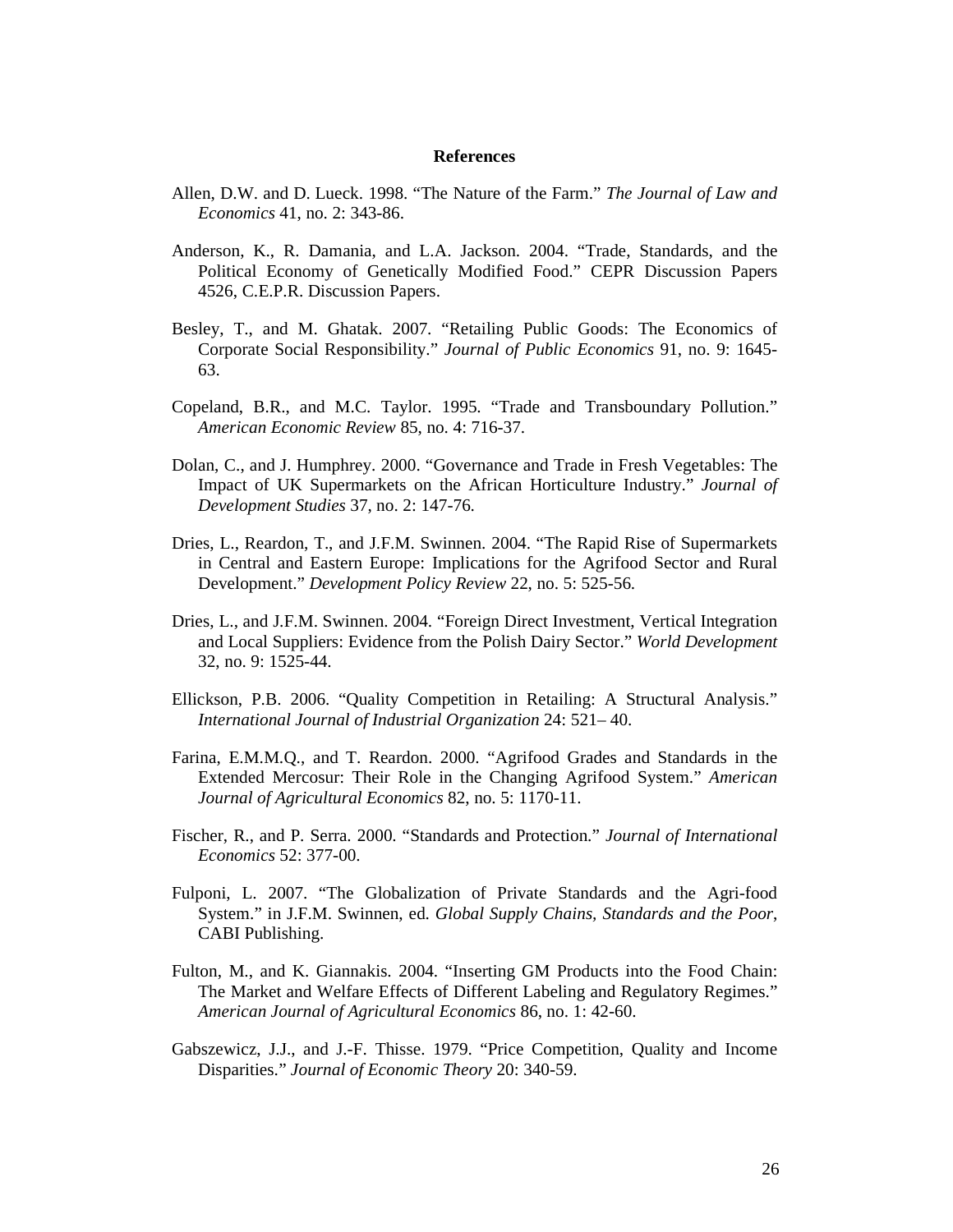## References

Allen, D.W. and D. Lueck. 1998. “The Nature of the Farm.” *The Journal of Law and Economics* 41, no. 2: 343-86.

Anderson, K., R. Damania, and L.A. Jackson. 2004. “Trade, Standards, and the Political Economy of Genetically Modified Food.” CEPR Discussion Papers 4526, C.E.P.R. Discussion Papers.

Besley, T., and M. Ghatak. 2007. “Retailing Public Goods: The Economics of Corporate Social Responsibility.” *Journal of Public Economics* 91, no. 9: 1645-63.

Copeland, B.R., and M.C. Taylor. 1995. “Trade and Transboundary Pollution.” *American Economic Review* 85, no. 4: 716-37.

Dolan, C., and J. Humphrey. 2000. “Governance and Trade in Fresh Vegetables: The Impact of UK Supermarkets on the African Horticulture Industry.” *Journal of Development Studies* 37, no. 2: 147-76.

Dries, L., Reardon, T., and J.F.M. Swinnen. 2004. “The Rapid Rise of Supermarkets in Central and Eastern Europe: Implications for the Agrifood Sector and Rural Development.” *Development Policy Review* 22, no. 5: 525-56.

Dries, L., and J.F.M. Swinnen. 2004. “Foreign Direct Investment, Vertical Integration and Local Suppliers: Evidence from the Polish Dairy Sector.” *World Development* 32, no. 9: 1525-44.

Ellickson, P.B. 2006. “Quality Competition in Retailing: A Structural Analysis.” *International Journal of Industrial Organization* 24: 521– 40.

Farina, E.M.M.Q., and T. Reardon. 2000. “Agrifood Grades and Standards in the Extended Mercosur: Their Role in the Changing Agrifood System.” *American Journal of Agricultural Economics* 82, no. 5: 1170-11.

Fischer, R., and P. Serra. 2000. “Standards and Protection.” *Journal of International Economics* 52: 377-00.

Fulponi, L. 2007. “The Globalization of Private Standards and the Agri-food System.” in J.F.M. Swinnen, ed. *Global Supply Chains, Standards and the Poor*, CABI Publishing.

Fulton, M., and K. Giannakis. 2004. “Inserting GM Products into the Food Chain: The Market and Welfare Effects of Different Labeling and Regulatory Regimes.” *American Journal of Agricultural Economics* 86, no. 1: 42-60.

Gabszewicz, J.J., and J.-F. Thisse. 1979. “Price Competition, Quality and Income Disparities.” *Journal of Economic Theory* 20: 340-59.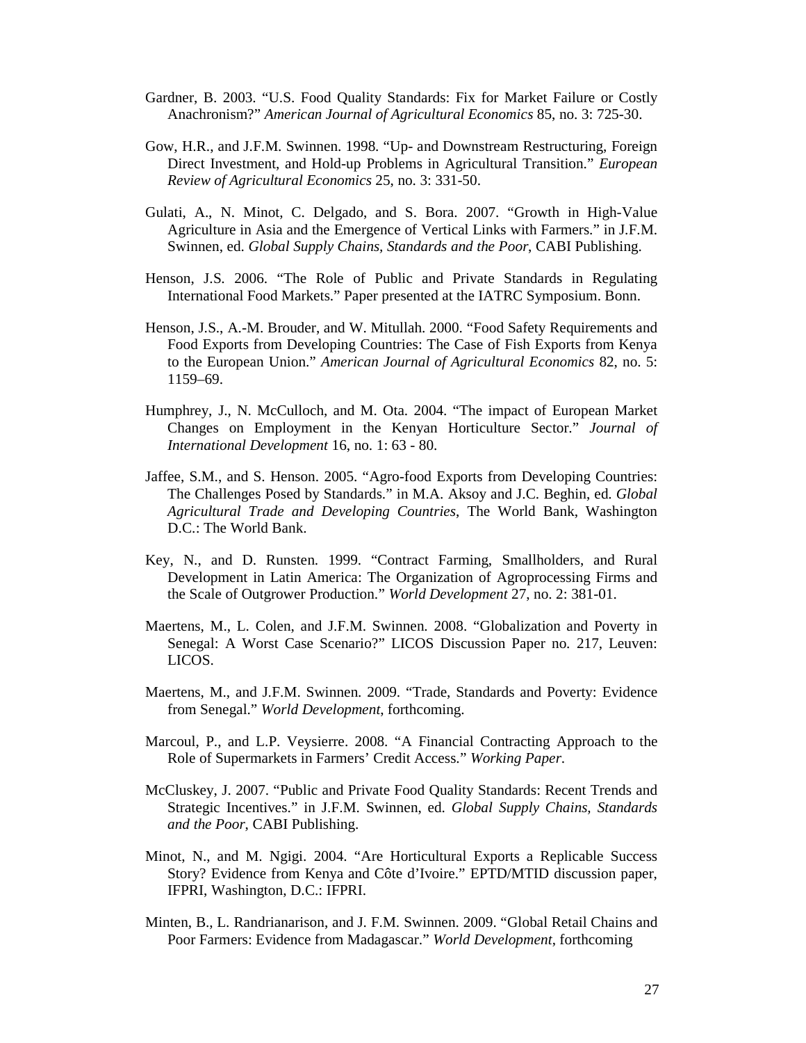Gardner, B. 2003. "U.S. Food Quality Standards: Fix for Market Failure or Costly Anachronism?" *American Journal of Agricultural Economics* 85, no. 3: 725-30.

Gow, H.R., and J.F.M. Swinnen. 1998. "Up- and Downstream Restructuring, Foreign Direct Investment, and Hold-up Problems in Agricultural Transition." *European Review of Agricultural Economics* 25, no. 3: 331-50.

Gulati, A., N. Minot, C. Delgado, and S. Bora. 2007. "Growth in High-Value Agriculture in Asia and the Emergence of Vertical Links with Farmers." in J.F.M. Swinnen, ed. *Global Supply Chains, Standards and the Poor*, CABI Publishing.

Henson, J.S. 2006. "The Role of Public and Private Standards in Regulating International Food Markets." Paper presented at the IATRC Symposium. Bonn.

Henson, J.S., A.-M. Brouder, and W. Mitullah. 2000. "Food Safety Requirements and Food Exports from Developing Countries: The Case of Fish Exports from Kenya to the European Union." *American Journal of Agricultural Economics* 82, no. 5: 1159–69.

Humphrey, J., N. McCulloch, and M. Ota. 2004. "The impact of European Market Changes on Employment in the Kenyan Horticulture Sector." *Journal of International Development* 16, no. 1: 63 - 80.

Jaffee, S.M., and S. Henson. 2005. "Agro-food Exports from Developing Countries: The Challenges Posed by Standards." in M.A. Aksoy and J.C. Beghin, ed. *Global Agricultural Trade and Developing Countries*, The World Bank, Washington D.C.: The World Bank.

Key, N., and D. Runsten. 1999. "Contract Farming, Smallholders, and Rural Development in Latin America: The Organization of Agroprocessing Firms and the Scale of Outgrower Production." *World Development* 27, no. 2: 381-01.

Maertens, M., L. Colen, and J.F.M. Swinnen. 2008. "Globalization and Poverty in Senegal: A Worst Case Scenario?" LICOS Discussion Paper no. 217, Leuven: LICOS.

Maertens, M., and J.F.M. Swinnen. 2009. "Trade, Standards and Poverty: Evidence from Senegal." *World Development*, forthcoming.

Marcoul, P., and L.P. Veysierre. 2008. "A Financial Contracting Approach to the Role of Supermarkets in Farmers' Credit Access." *Working Paper*.

McCluskey, J. 2007. "Public and Private Food Quality Standards: Recent Trends and Strategic Incentives." in J.F.M. Swinnen, ed. *Global Supply Chains, Standards and the Poor*, CABI Publishing.

Minot, N., and M. Ngigi. 2004. "Are Horticultural Exports a Replicable Success Story? Evidence from Kenya and Côte d'Ivoire." EPTD/MTID discussion paper, IFPRI, Washington, D.C.: IFPRI.

Minten, B., L. Randrianarison, and J. F.M. Swinnen. 2009. "Global Retail Chains and Poor Farmers: Evidence from Madagascar." *World Development*, forthcoming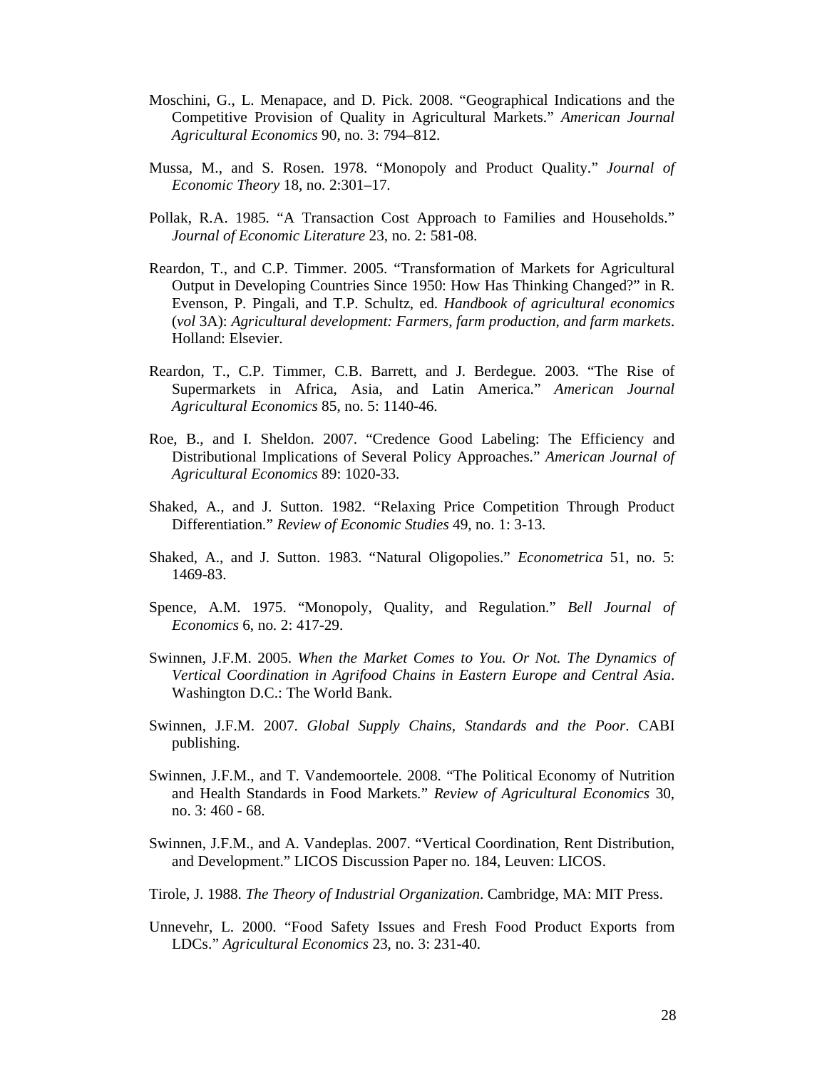Moschini, G., L. Menapace, and D. Pick. 2008. “Geographical Indications and the Competitive Provision of Quality in Agricultural Markets.” *American Journal Agricultural Economics* 90, no. 3: 794–812.

Mussa, M., and S. Rosen. 1978. “Monopoly and Product Quality.” *Journal of Economic Theory* 18, no. 2:301–17.

Pollak, R.A. 1985. “A Transaction Cost Approach to Families and Households.” *Journal of Economic Literature* 23, no. 2: 581-08.

Reardon, T., and C.P. Timmer. 2005. “Transformation of Markets for Agricultural Output in Developing Countries Since 1950: How Has Thinking Changed?” in R. Evenson, P. Pingali, and T.P. Schultz, ed. *Handbook of agricultural economics* (*vol* 3A): *Agricultural development: Farmers, farm production, and farm markets*. Holland: Elsevier.

Reardon, T., C.P. Timmer, C.B. Barrett, and J. Berdegue. 2003. “The Rise of Supermarkets in Africa, Asia, and Latin America.” *American Journal Agricultural Economics* 85, no. 5: 1140-46.

Roe, B., and I. Sheldon. 2007. “Credence Good Labeling: The Efficiency and Distributional Implications of Several Policy Approaches.” *American Journal of Agricultural Economics* 89: 1020-33.

Shaked, A., and J. Sutton. 1982. “Relaxing Price Competition Through Product Differentiation.” *Review of Economic Studies* 49, no. 1: 3-13.

Shaked, A., and J. Sutton. 1983. “Natural Oligopolies.” *Econometrica* 51, no. 5: 1469-83.

Spence, A.M. 1975. “Monopoly, Quality, and Regulation.” *Bell Journal of Economics* 6, no. 2: 417-29.

Swinnen, J.F.M. 2005. *When the Market Comes to You. Or Not. The Dynamics of Vertical Coordination in Agrifood Chains in Eastern Europe and Central Asia*. Washington D.C.: The World Bank.

Swinnen, J.F.M. 2007. *Global Supply Chains, Standards and the Poor*. CABI publishing.

Swinnen, J.F.M., and T. Vandemoortele. 2008. “The Political Economy of Nutrition and Health Standards in Food Markets.” *Review of Agricultural Economics* 30, no. 3: 460 - 68.

Swinnen, J.F.M., and A. Vandeplas. 2007. “Vertical Coordination, Rent Distribution, and Development.” LICOS Discussion Paper no. 184, Leuven: LICOS.

Tirole, J. 1988. *The Theory of Industrial Organization*. Cambridge, MA: MIT Press.

Unnevehr, L. 2000. “Food Safety Issues and Fresh Food Product Exports from LDCs.” *Agricultural Economics* 23, no. 3: 231-40.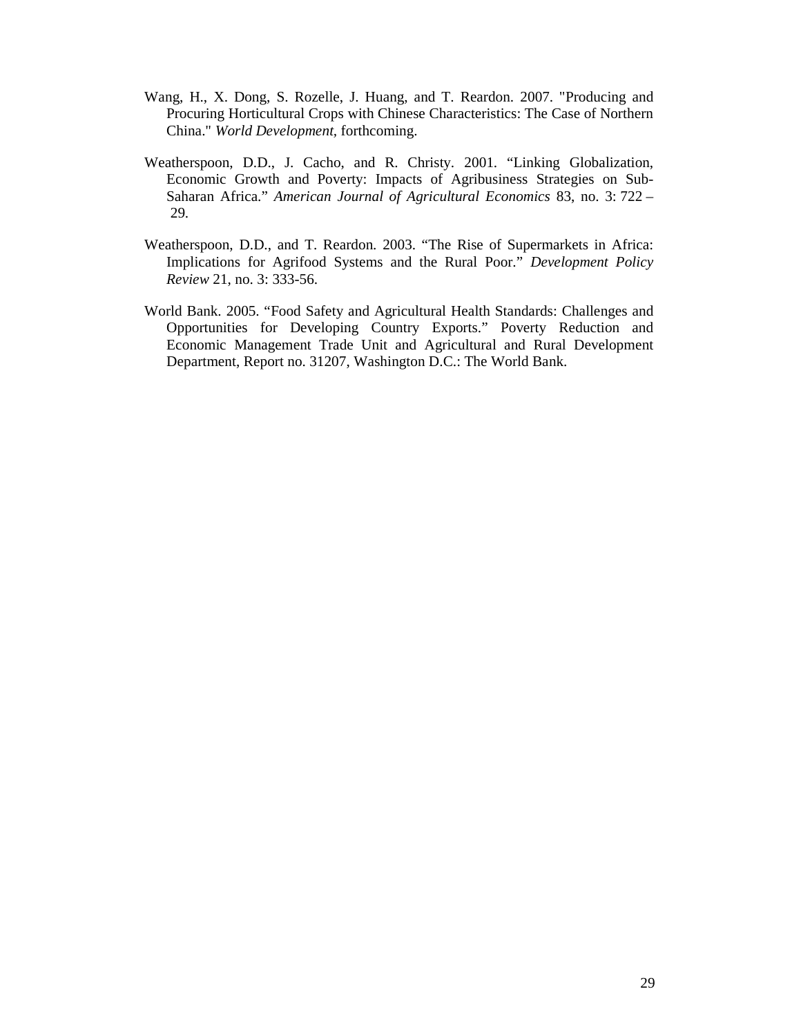Wang, H., X. Dong, S. Rozelle, J. Huang, and T. Reardon. 2007. "Producing and Procuring Horticultural Crops with Chinese Characteristics: The Case of Northern China." *World Development,* forthcoming.

Weatherspoon, D.D., J. Cacho, and R. Christy. 2001. "Linking Globalization, Economic Growth and Poverty: Impacts of Agribusiness Strategies on Sub-Saharan Africa." *American Journal of Agricultural Economics* 83, no. 3: 722 – 29.

Weatherspoon, D.D., and T. Reardon. 2003. "The Rise of Supermarkets in Africa: Implications for Agrifood Systems and the Rural Poor." *Development Policy Review* 21, no. 3: 333-56.

World Bank. 2005. "Food Safety and Agricultural Health Standards: Challenges and Opportunities for Developing Country Exports." Poverty Reduction and Economic Management Trade Unit and Agricultural and Rural Development Department, Report no. 31207, Washington D.C.: The World Bank.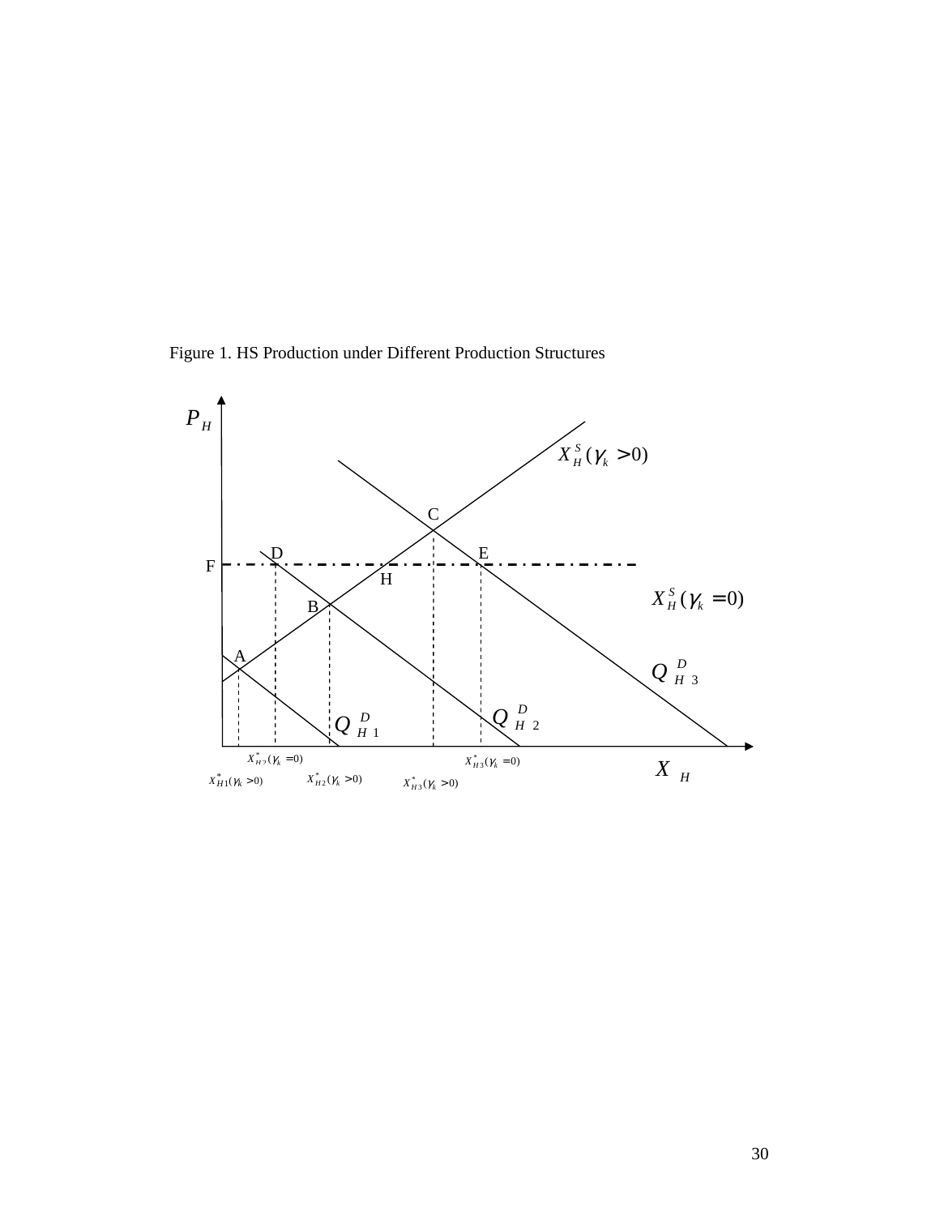Figure 1. HS Production under Different Production Structures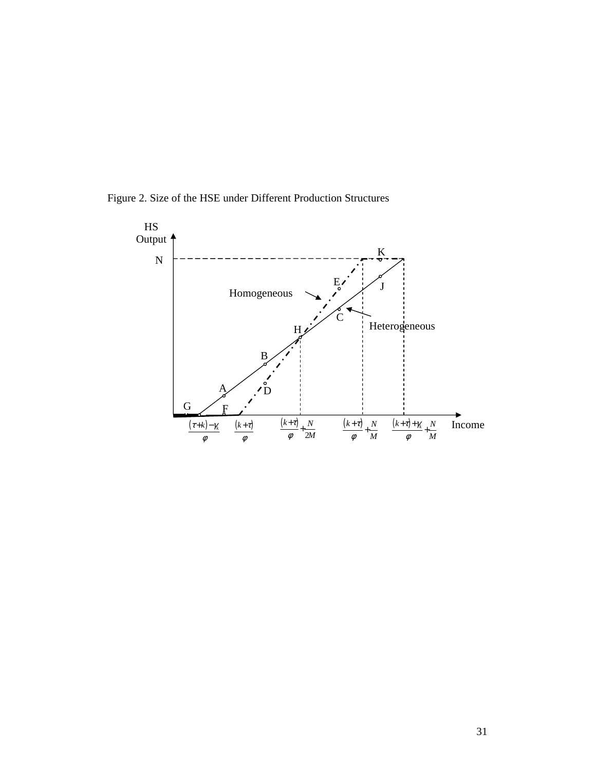Figure 2. Size of the HSE under Different Production Structures

HS Output

N

Homogeneous

Heterogeneous

Income

$\frac{(\tau+k)-\gamma_k}{\varphi}$ $\frac{(k+\tau)}{\varphi}$ $\frac{(k+\tau)}{\varphi}+\frac{N}{2M}$ $\frac{(k+\tau)}{\varphi}+\frac{N}{M}$ $\frac{(k+\tau)+\gamma_k}{\varphi}+\frac{N}{M}$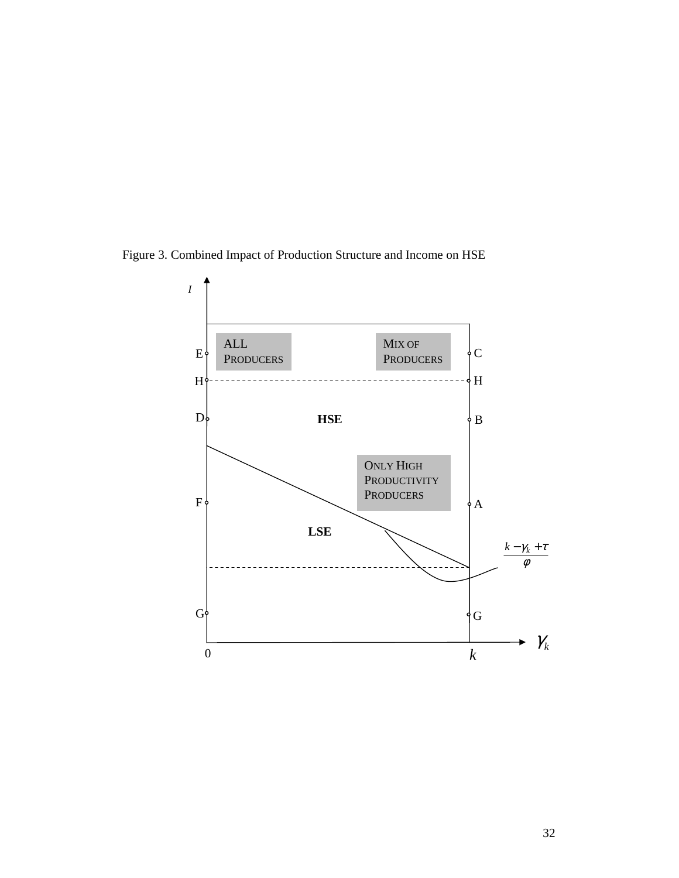Figure 3. Combined Impact of Production Structure and Income on HSE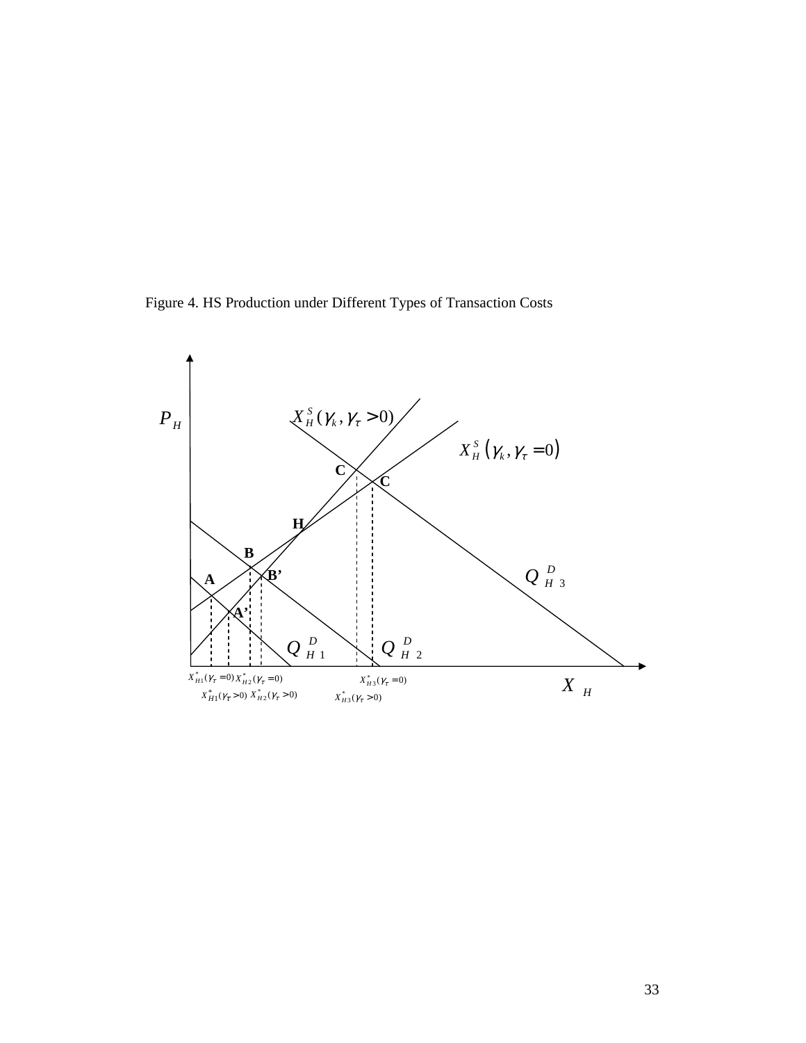Figure 4. HS Production under Different Types of Transaction Costs

$P_H$

$X_H^S(\gamma_k, \gamma_\tau > 0)$

$X_H^S(\gamma_k, \gamma_\tau = 0)$

C

C

H

B

B'

A

A'

$Q_{H3}^D$

$Q_{H1}^D$

$Q_{H2}^D$

$X_{H1}^*(\gamma_\tau = 0)$ $X_{H2}^*(\gamma_\tau = 0)$

$X_{H1}^*(\gamma_\tau > 0)$ $X_{H2}^*(\gamma_\tau > 0)$

$X_{H3}^*(\gamma_\tau = 0)$

$X_{H3}^*(\gamma_\tau > 0)$

$X_H$